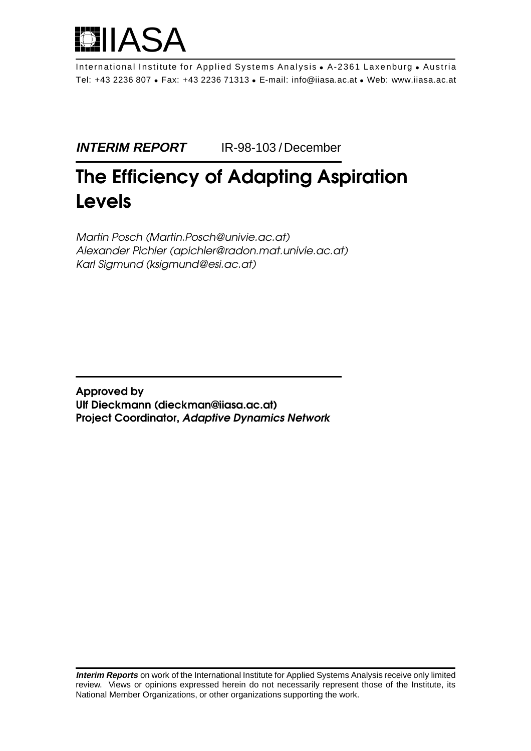# IIASA

International Institute for Applied Systems Analysis • A-2361 Laxenburg • Austria
Tel: +43 2236 807 • Fax: +43 2236 71313 • E-mail: info@iiasa.ac.at • Web: www.iiasa.ac.at

**INTERIM REPORT** IR-98-103 / December

# The Efficiency of Adapting Aspiration Levels

*Martin Posch (Martin.Posch@univie.ac.at)*
*Alexander Pichler (apichler@radon.mat.univie.ac.at)*
*Karl Sigmund (ksigmund@esi.ac.at)*

**Approved by**
**Ulf Dieckmann (dieckman@iiasa.ac.at)**
**Project Coordinator, *Adaptive Dynamics Network***

***Interim Reports*** on work of the International Institute for Applied Systems Analysis receive only limited review. Views or opinions expressed herein do not necessarily represent those of the Institute, its National Member Organizations, or other organizations supporting the work.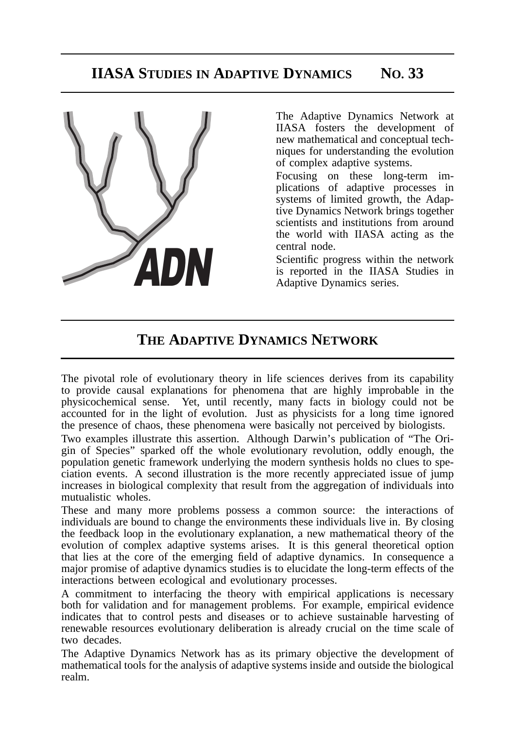# IIASA STUDIES IN ADAPTIVE DYNAMICS — NO. 33

The Adaptive Dynamics Network at IIASA fosters the development of new mathematical and conceptual techniques for understanding the evolution of complex adaptive systems.

Focusing on these long-term implications of adaptive processes in systems of limited growth, the Adaptive Dynamics Network brings together scientists and institutions from around the world with IIASA acting as the central node.

Scientific progress within the network is reported in the IIASA Studies in Adaptive Dynamics series.

## THE ADAPTIVE DYNAMICS NETWORK

The pivotal role of evolutionary theory in life sciences derives from its capability to provide causal explanations for phenomena that are highly improbable in the physicochemical sense. Yet, until recently, many facts in biology could not be accounted for in the light of evolution. Just as physicists for a long time ignored the presence of chaos, these phenomena were basically not perceived by biologists.

Two examples illustrate this assertion. Although Darwin's publication of "The Origin of Species" sparked off the whole evolutionary revolution, oddly enough, the population genetic framework underlying the modern synthesis holds no clues to speciation events. A second illustration is the more recently appreciated issue of jump increases in biological complexity that result from the aggregation of individuals into mutualistic wholes.

These and many more problems possess a common source: the interactions of individuals are bound to change the environments these individuals live in. By closing the feedback loop in the evolutionary explanation, a new mathematical theory of the evolution of complex adaptive systems arises. It is this general theoretical option that lies at the core of the emerging field of adaptive dynamics. In consequence a major promise of adaptive dynamics studies is to elucidate the long-term effects of the interactions between ecological and evolutionary processes.

A commitment to interfacing the theory with empirical applications is necessary both for validation and for management problems. For example, empirical evidence indicates that to control pests and diseases or to achieve sustainable harvesting of renewable resources evolutionary deliberation is already crucial on the time scale of two decades.

The Adaptive Dynamics Network has as its primary objective the development of mathematical tools for the analysis of adaptive systems inside and outside the biological realm.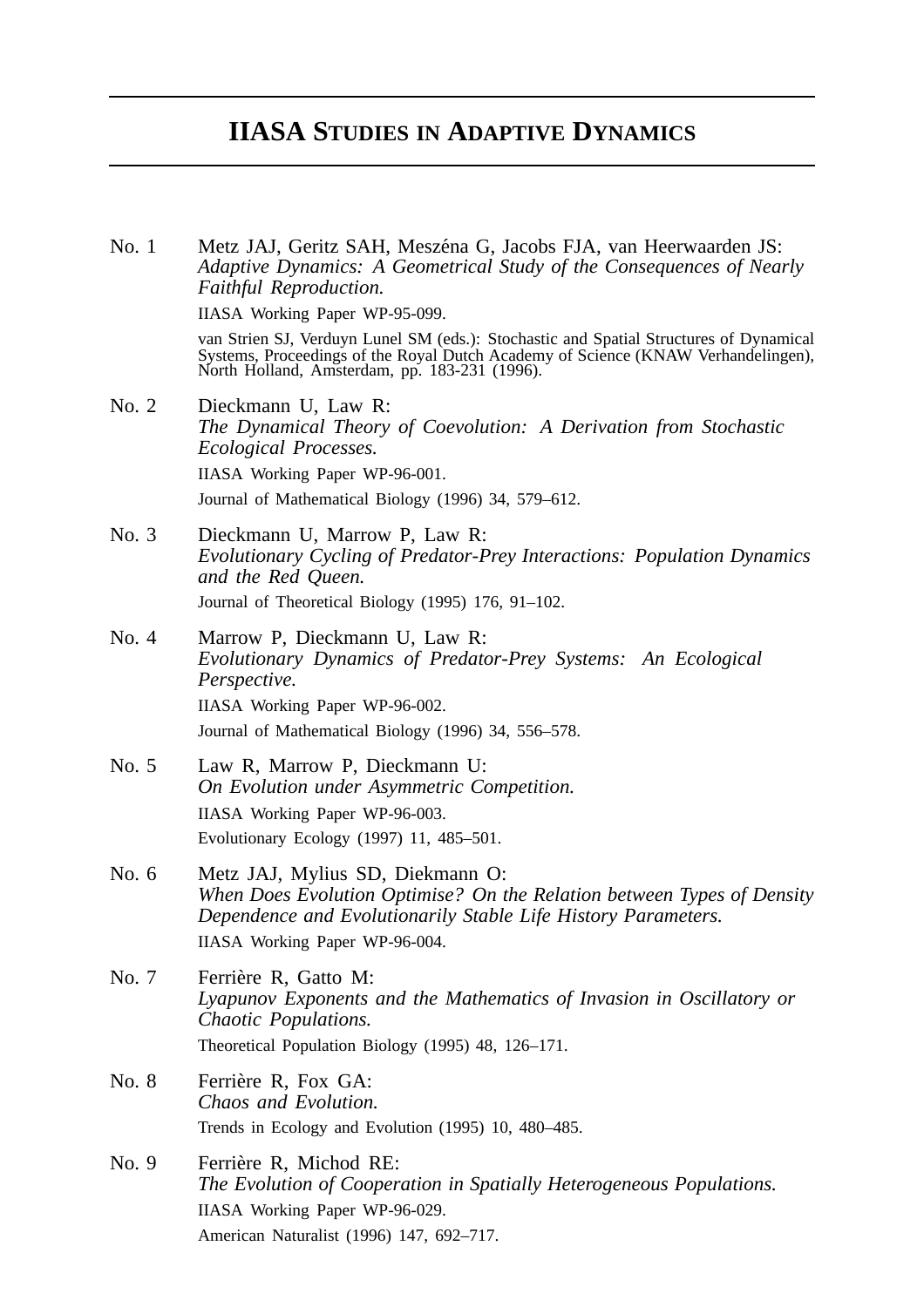# IIASA STUDIES IN ADAPTIVE DYNAMICS

No. 1 Metz JAJ, Geritz SAH, Meszéna G, Jacobs FJA, van Heerwaarden JS:
*Adaptive Dynamics: A Geometrical Study of the Consequences of Nearly Faithful Reproduction.*
IIASA Working Paper WP-95-099.
van Strien SJ, Verduyn Lunel SM (eds.): Stochastic and Spatial Structures of Dynamical Systems, Proceedings of the Royal Dutch Academy of Science (KNAW Verhandelingen), North Holland, Amsterdam, pp. 183-231 (1996).

No. 2 Dieckmann U, Law R:
*The Dynamical Theory of Coevolution: A Derivation from Stochastic Ecological Processes.*
IIASA Working Paper WP-96-001.
Journal of Mathematical Biology (1996) 34, 579–612.

No. 3 Dieckmann U, Marrow P, Law R:
*Evolutionary Cycling of Predator-Prey Interactions: Population Dynamics and the Red Queen.*
Journal of Theoretical Biology (1995) 176, 91–102.

No. 4 Marrow P, Dieckmann U, Law R:
*Evolutionary Dynamics of Predator-Prey Systems: An Ecological Perspective.*
IIASA Working Paper WP-96-002.
Journal of Mathematical Biology (1996) 34, 556–578.

No. 5 Law R, Marrow P, Dieckmann U:
*On Evolution under Asymmetric Competition.*
IIASA Working Paper WP-96-003.
Evolutionary Ecology (1997) 11, 485–501.

No. 6 Metz JAJ, Mylius SD, Diekmann O:
*When Does Evolution Optimise? On the Relation between Types of Density Dependence and Evolutionarily Stable Life History Parameters.*
IIASA Working Paper WP-96-004.

No. 7 Ferrière R, Gatto M:
*Lyapunov Exponents and the Mathematics of Invasion in Oscillatory or Chaotic Populations.*
Theoretical Population Biology (1995) 48, 126–171.

No. 8 Ferrière R, Fox GA:
*Chaos and Evolution.*
Trends in Ecology and Evolution (1995) 10, 480–485.

No. 9 Ferrière R, Michod RE:
*The Evolution of Cooperation in Spatially Heterogeneous Populations.*
IIASA Working Paper WP-96-029.
American Naturalist (1996) 147, 692–717.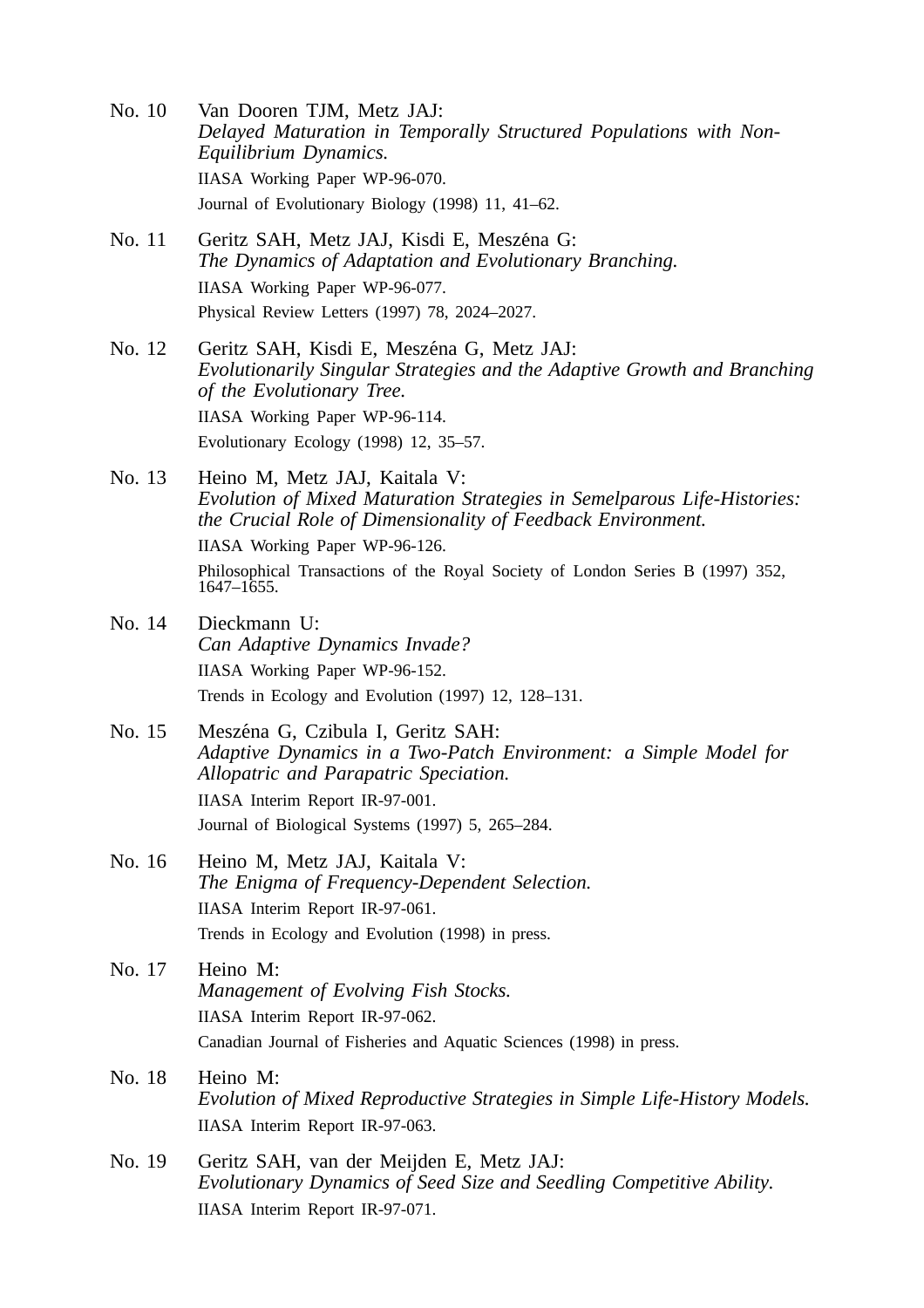No. 10 Van Dooren TJM, Metz JAJ:
*Delayed Maturation in Temporally Structured Populations with Non-Equilibrium Dynamics.*
IIASA Working Paper WP-96-070.
Journal of Evolutionary Biology (1998) 11, 41–62.

No. 11 Geritz SAH, Metz JAJ, Kisdi E, Meszéna G:
*The Dynamics of Adaptation and Evolutionary Branching.*
IIASA Working Paper WP-96-077.
Physical Review Letters (1997) 78, 2024–2027.

No. 12 Geritz SAH, Kisdi E, Meszéna G, Metz JAJ:
*Evolutionarily Singular Strategies and the Adaptive Growth and Branching of the Evolutionary Tree.*
IIASA Working Paper WP-96-114.
Evolutionary Ecology (1998) 12, 35–57.

No. 13 Heino M, Metz JAJ, Kaitala V:
*Evolution of Mixed Maturation Strategies in Semelparous Life-Histories: the Crucial Role of Dimensionality of Feedback Environment.*
IIASA Working Paper WP-96-126.
Philosophical Transactions of the Royal Society of London Series B (1997) 352, 1647–1655.

No. 14 Dieckmann U:
*Can Adaptive Dynamics Invade?*
IIASA Working Paper WP-96-152.
Trends in Ecology and Evolution (1997) 12, 128–131.

No. 15 Meszéna G, Czibula I, Geritz SAH:
*Adaptive Dynamics in a Two-Patch Environment: a Simple Model for Allopatric and Parapatric Speciation.*
IIASA Interim Report IR-97-001.
Journal of Biological Systems (1997) 5, 265–284.

No. 16 Heino M, Metz JAJ, Kaitala V:
*The Enigma of Frequency-Dependent Selection.*
IIASA Interim Report IR-97-061.
Trends in Ecology and Evolution (1998) in press.

No. 17 Heino M:
*Management of Evolving Fish Stocks.*
IIASA Interim Report IR-97-062.
Canadian Journal of Fisheries and Aquatic Sciences (1998) in press.

No. 18 Heino M:
*Evolution of Mixed Reproductive Strategies in Simple Life-History Models.*
IIASA Interim Report IR-97-063.

No. 19 Geritz SAH, van der Meijden E, Metz JAJ:
*Evolutionary Dynamics of Seed Size and Seedling Competitive Ability.*
IIASA Interim Report IR-97-071.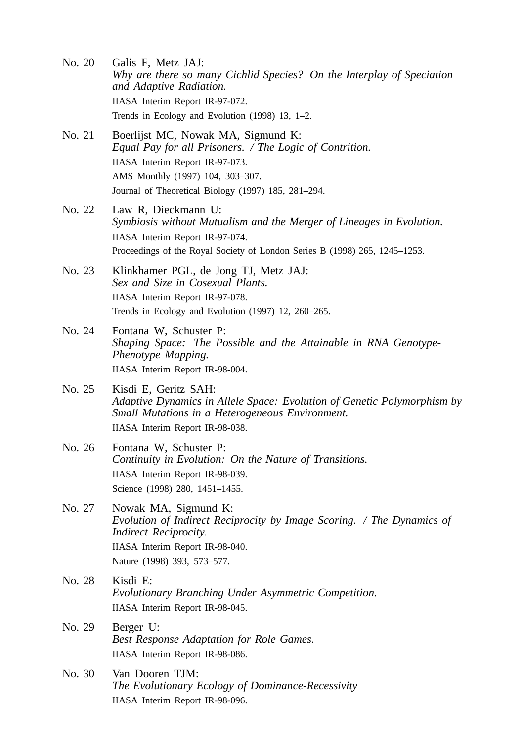No. 20 Galis F, Metz JAJ:
*Why are there so many Cichlid Species? On the Interplay of Speciation and Adaptive Radiation.*
IIASA Interim Report IR-97-072.
Trends in Ecology and Evolution (1998) 13, 1–2.

No. 21 Boerlijst MC, Nowak MA, Sigmund K:
*Equal Pay for all Prisoners. / The Logic of Contrition.*
IIASA Interim Report IR-97-073.
AMS Monthly (1997) 104, 303–307.
Journal of Theoretical Biology (1997) 185, 281–294.

No. 22 Law R, Dieckmann U:
*Symbiosis without Mutualism and the Merger of Lineages in Evolution.*
IIASA Interim Report IR-97-074.
Proceedings of the Royal Society of London Series B (1998) 265, 1245–1253.

No. 23 Klinkhamer PGL, de Jong TJ, Metz JAJ:
*Sex and Size in Cosexual Plants.*
IIASA Interim Report IR-97-078.
Trends in Ecology and Evolution (1997) 12, 260–265.

No. 24 Fontana W, Schuster P:
*Shaping Space: The Possible and the Attainable in RNA Genotype-Phenotype Mapping.*
IIASA Interim Report IR-98-004.

No. 25 Kisdi E, Geritz SAH:
*Adaptive Dynamics in Allele Space: Evolution of Genetic Polymorphism by Small Mutations in a Heterogeneous Environment.*
IIASA Interim Report IR-98-038.

No. 26 Fontana W, Schuster P:
*Continuity in Evolution: On the Nature of Transitions.*
IIASA Interim Report IR-98-039.
Science (1998) 280, 1451–1455.

No. 27 Nowak MA, Sigmund K:
*Evolution of Indirect Reciprocity by Image Scoring. / The Dynamics of Indirect Reciprocity.*
IIASA Interim Report IR-98-040.
Nature (1998) 393, 573–577.

No. 28 Kisdi E:
*Evolutionary Branching Under Asymmetric Competition.*
IIASA Interim Report IR-98-045.

No. 29 Berger U:
*Best Response Adaptation for Role Games.*
IIASA Interim Report IR-98-086.

No. 30 Van Dooren TJM:
*The Evolutionary Ecology of Dominance-Recessivity*
IIASA Interim Report IR-98-096.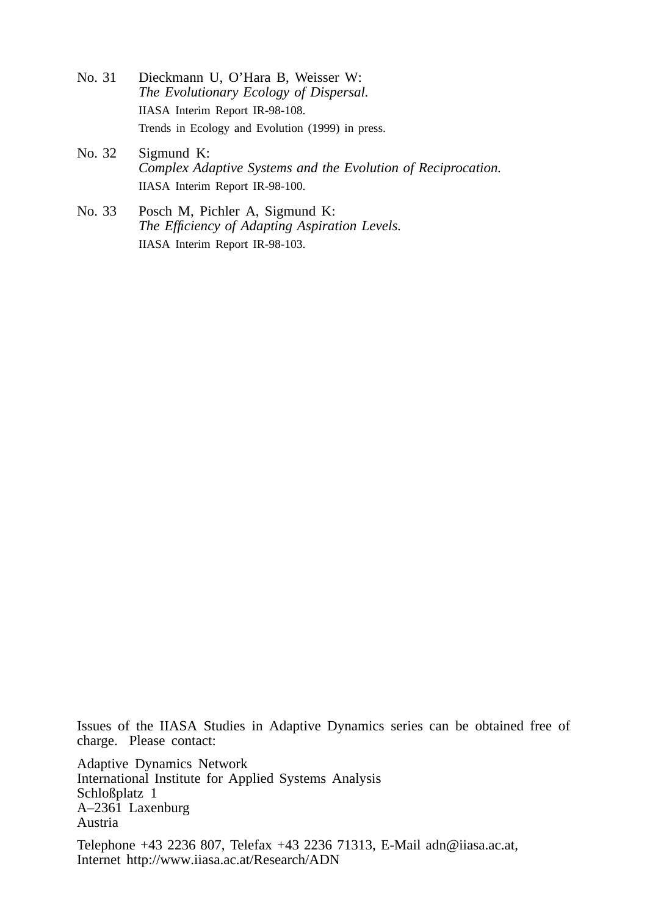No. 31 Dieckmann U, O'Hara B, Weisser W:
*The Evolutionary Ecology of Dispersal.*
IIASA Interim Report IR-98-108.
Trends in Ecology and Evolution (1999) in press.

No. 32 Sigmund K:
*Complex Adaptive Systems and the Evolution of Reciprocation.*
IIASA Interim Report IR-98-100.

No. 33 Posch M, Pichler A, Sigmund K:
*The Efficiency of Adapting Aspiration Levels.*
IIASA Interim Report IR-98-103.

Issues of the IIASA Studies in Adaptive Dynamics series can be obtained free of charge. Please contact:

Adaptive Dynamics Network
International Institute for Applied Systems Analysis
Schloßplatz 1
A–2361 Laxenburg
Austria

Telephone +43 2236 807, Telefax +43 2236 71313, E-Mail adn@iiasa.ac.at,
Internet http://www.iiasa.ac.at/Research/ADN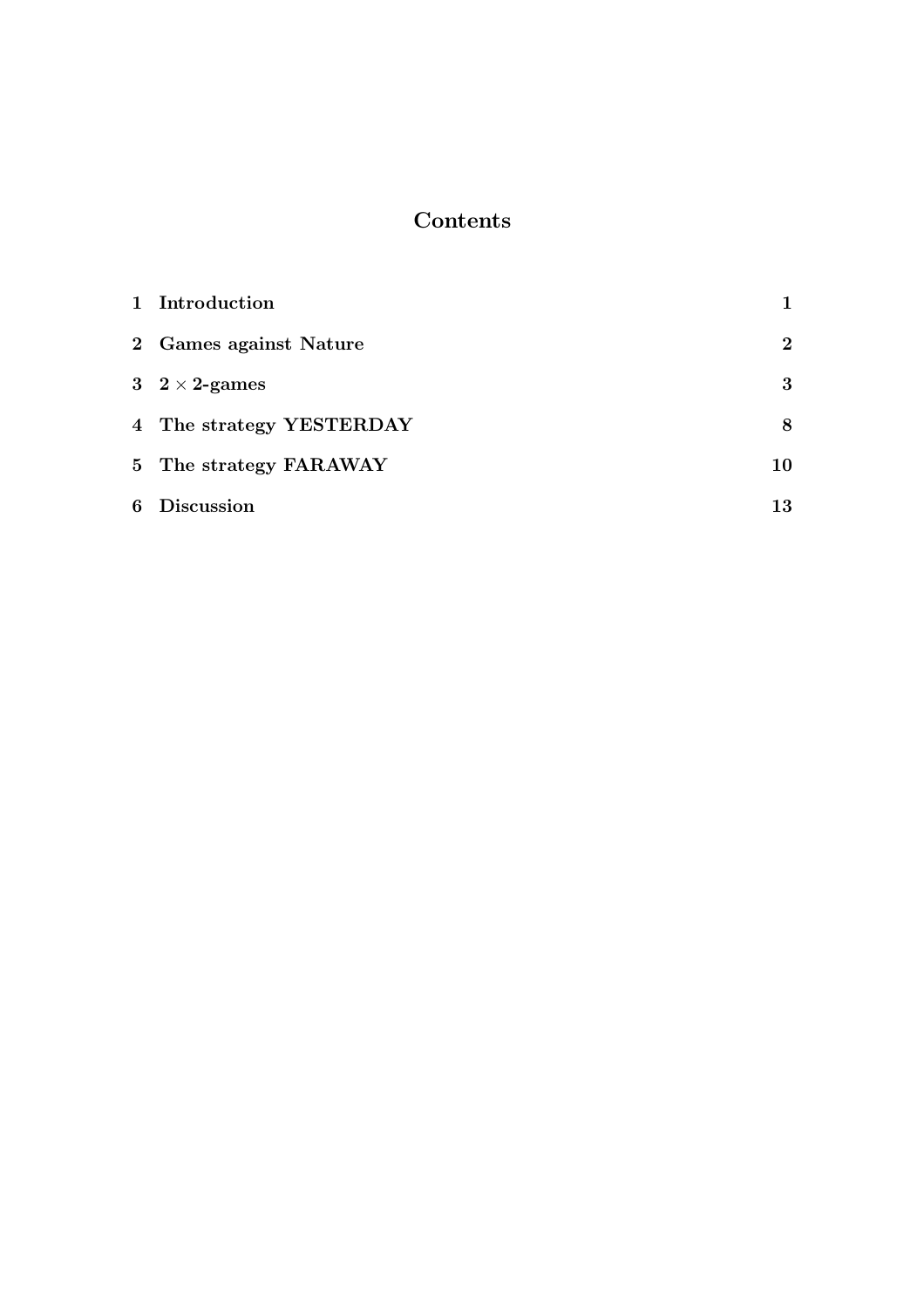## Contents

1 Introduction 1

2 Games against Nature 2

3 $2 \times 2$-games 3

4 The strategy YESTERDAY 8

5 The strategy FARAWAY 10

6 Discussion 13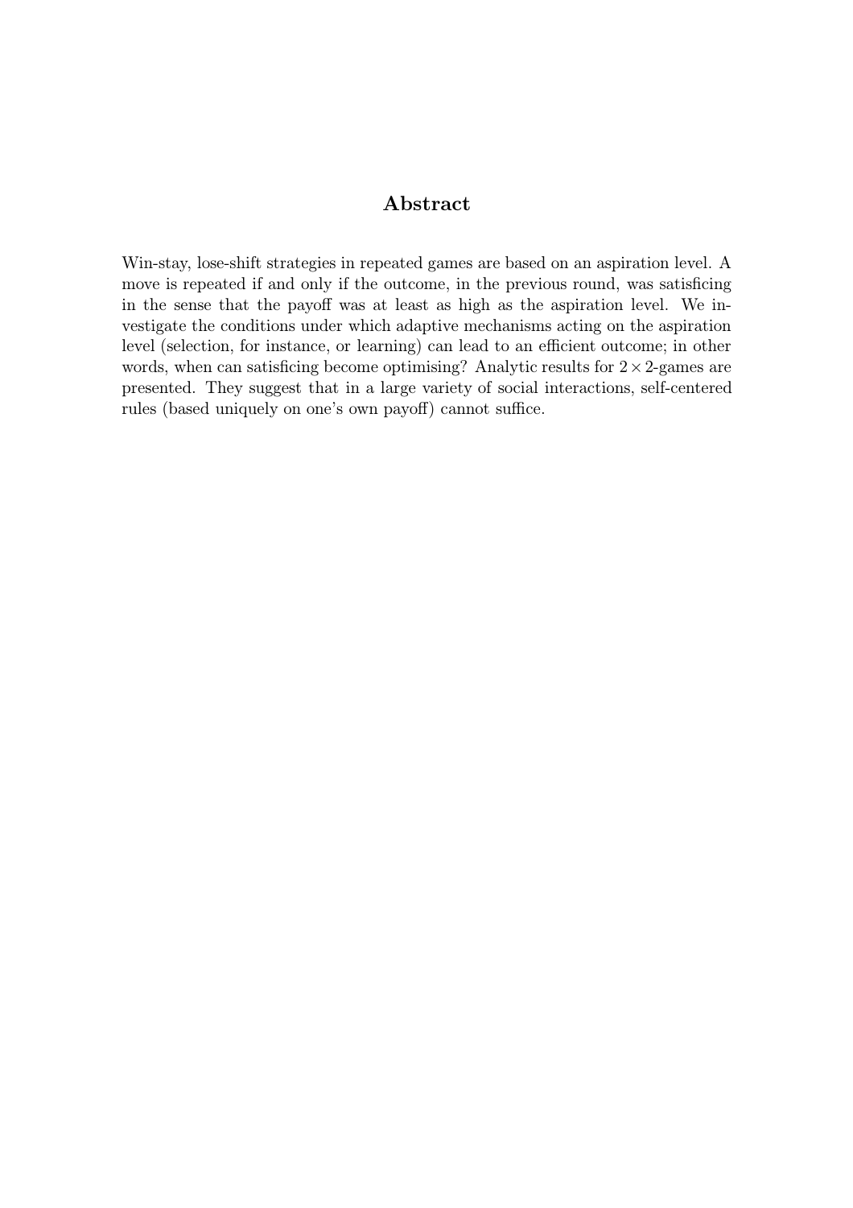## Abstract

Win-stay, lose-shift strategies in repeated games are based on an aspiration level. A move is repeated if and only if the outcome, in the previous round, was satisficing in the sense that the payoff was at least as high as the aspiration level. We investigate the conditions under which adaptive mechanisms acting on the aspiration level (selection, for instance, or learning) can lead to an efficient outcome; in other words, when can satisficing become optimising? Analytic results for $2 \times 2$-games are presented. They suggest that in a large variety of social interactions, self-centered rules (based uniquely on one's own payoff) cannot suffice.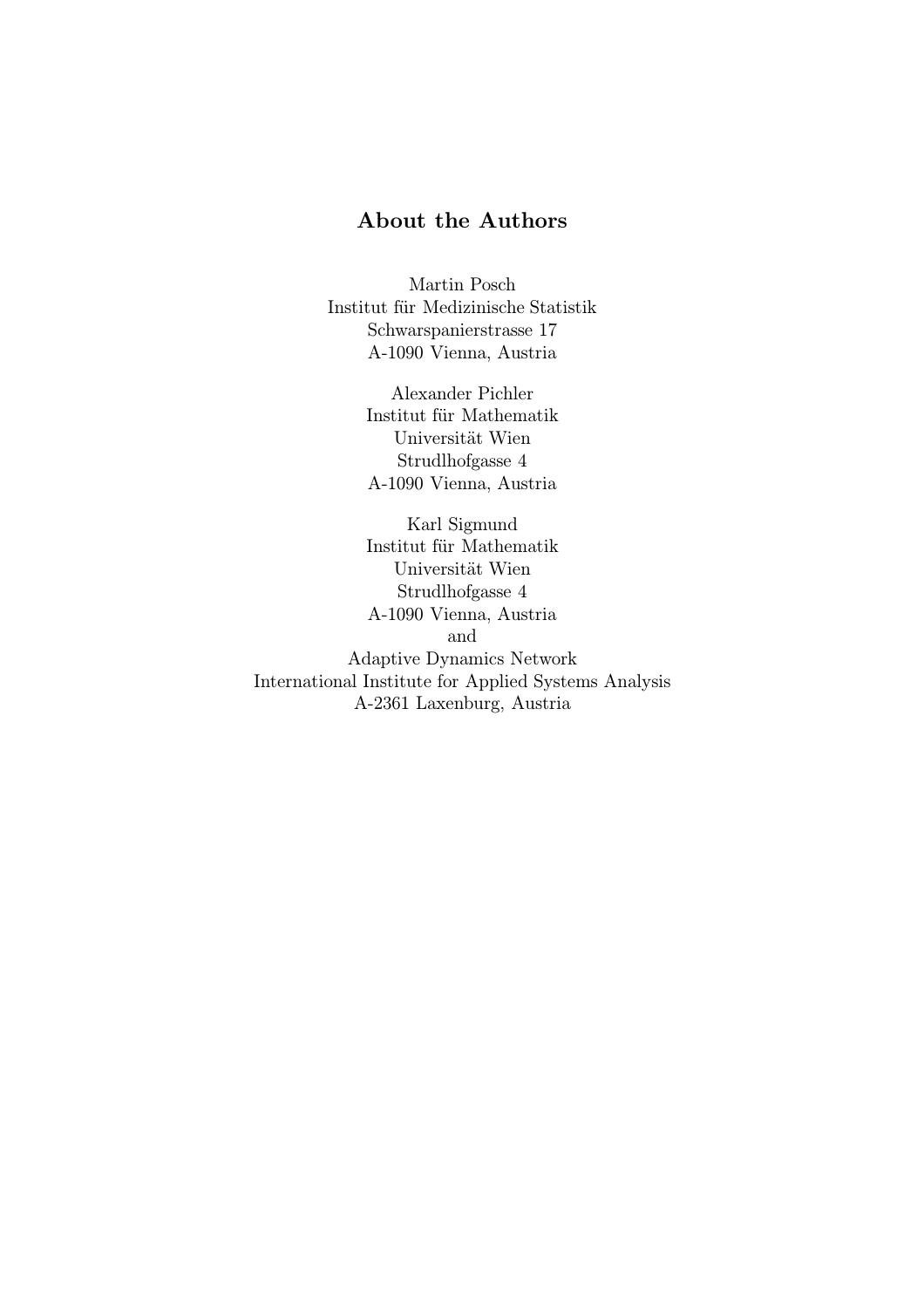## About the Authors

Martin Posch
Institut für Medizinische Statistik
Schwarspanierstrasse 17
A-1090 Vienna, Austria

Alexander Pichler
Institut für Mathematik
Universität Wien
Strudlhofgasse 4
A-1090 Vienna, Austria

Karl Sigmund
Institut für Mathematik
Universität Wien
Strudlhofgasse 4
A-1090 Vienna, Austria
and
Adaptive Dynamics Network
International Institute for Applied Systems Analysis
A-2361 Laxenburg, Austria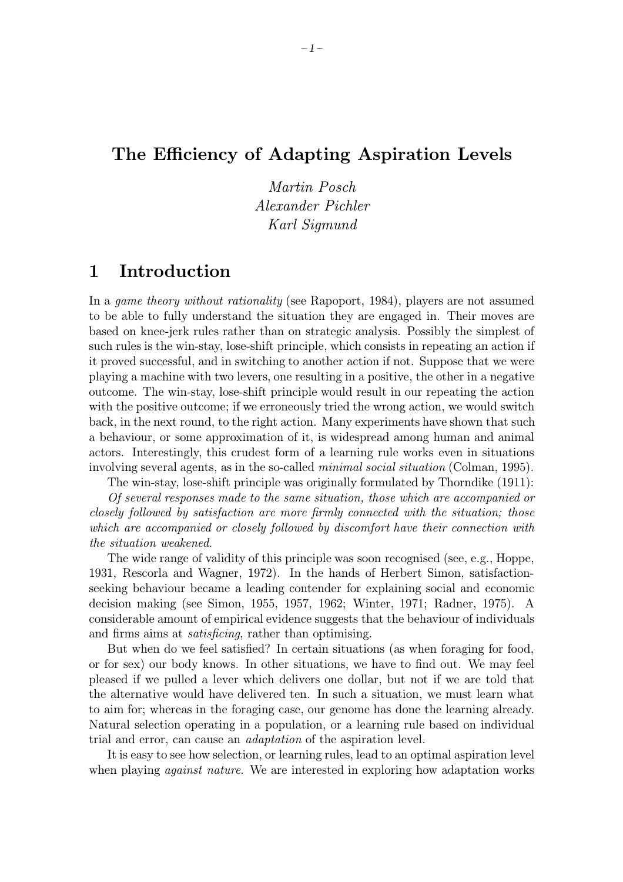# The Efficiency of Adapting Aspiration Levels

*Martin Posch*
*Alexander Pichler*
*Karl Sigmund*

## 1 Introduction

In a *game theory without rationality* (see Rapoport, 1984), players are not assumed to be able to fully understand the situation they are engaged in. Their moves are based on knee-jerk rules rather than on strategic analysis. Possibly the simplest of such rules is the win-stay, lose-shift principle, which consists in repeating an action if it proved successful, and in switching to another action if not. Suppose that we were playing a machine with two levers, one resulting in a positive, the other in a negative outcome. The win-stay, lose-shift principle would result in our repeating the action with the positive outcome; if we erroneously tried the wrong action, we would switch back, in the next round, to the right action. Many experiments have shown that such a behaviour, or some approximation of it, is widespread among human and animal actors. Interestingly, this crudest form of a learning rule works even in situations involving several agents, as in the so-called *minimal social situation* (Colman, 1995).

The win-stay, lose-shift principle was originally formulated by Thorndike (1911): *Of several responses made to the same situation, those which are accompanied or closely followed by satisfaction are more firmly connected with the situation; those which are accompanied or closely followed by discomfort have their connection with the situation weakened.*

The wide range of validity of this principle was soon recognised (see, e.g., Hoppe, 1931, Rescorla and Wagner, 1972). In the hands of Herbert Simon, satisfaction-seeking behaviour became a leading contender for explaining social and economic decision making (see Simon, 1955, 1957, 1962; Winter, 1971; Radner, 1975). A considerable amount of empirical evidence suggests that the behaviour of individuals and firms aims at *satisficing*, rather than optimising.

But when do we feel satisfied? In certain situations (as when foraging for food, or for sex) our body knows. In other situations, we have to find out. We may feel pleased if we pulled a lever which delivers one dollar, but not if we are told that the alternative would have delivered ten. In such a situation, we must learn what to aim for; whereas in the foraging case, our genome has done the learning already. Natural selection operating in a population, or a learning rule based on individual trial and error, can cause an *adaptation* of the aspiration level.

It is easy to see how selection, or learning rules, lead to an optimal aspiration level when playing *against nature*. We are interested in exploring how adaptation works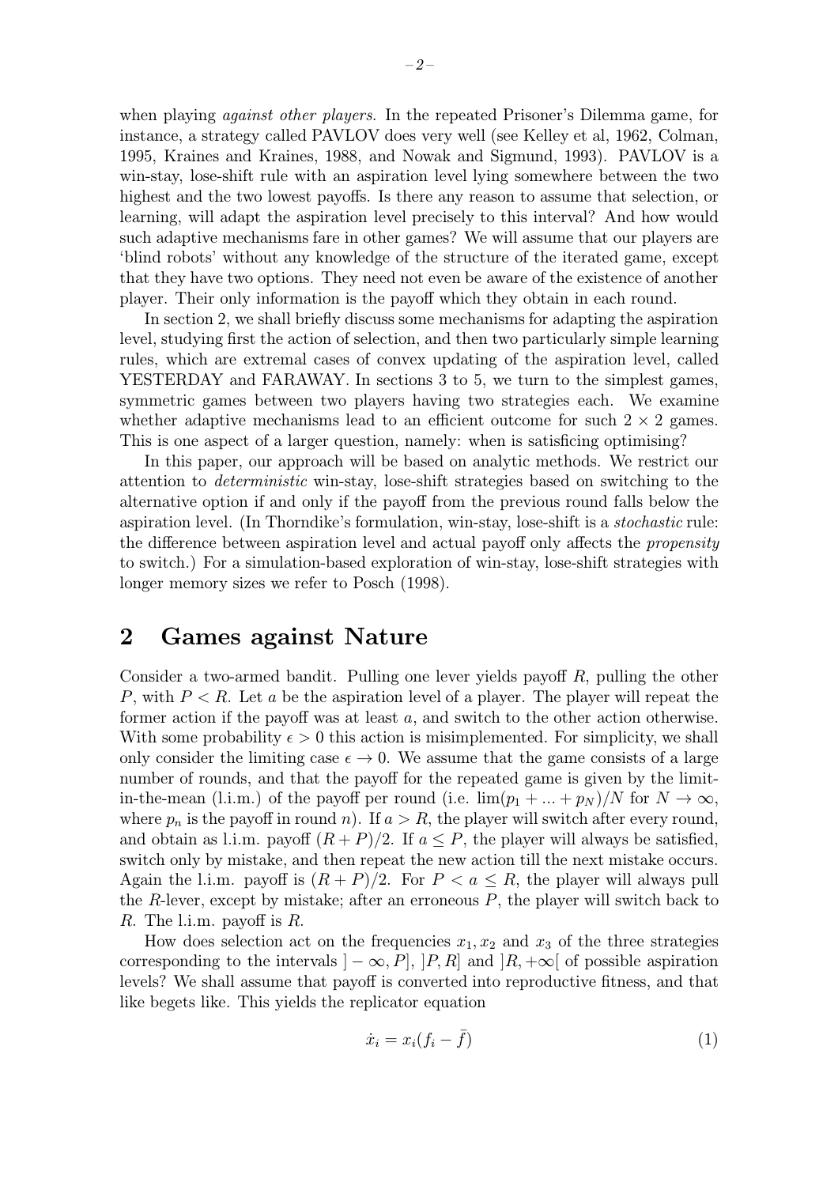when playing *against other players*. In the repeated Prisoner's Dilemma game, for instance, a strategy called PAVLOV does very well (see Kelley et al, 1962, Colman, 1995, Kraines and Kraines, 1988, and Nowak and Sigmund, 1993). PAVLOV is a win-stay, lose-shift rule with an aspiration level lying somewhere between the two highest and the two lowest payoffs. Is there any reason to assume that selection, or learning, will adapt the aspiration level precisely to this interval? And how would such adaptive mechanisms fare in other games? We will assume that our players are 'blind robots' without any knowledge of the structure of the iterated game, except that they have two options. They need not even be aware of the existence of another player. Their only information is the payoff which they obtain in each round.

In section 2, we shall briefly discuss some mechanisms for adapting the aspiration level, studying first the action of selection, and then two particularly simple learning rules, which are extremal cases of convex updating of the aspiration level, called YESTERDAY and FARAWAY. In sections 3 to 5, we turn to the simplest games, symmetric games between two players having two strategies each. We examine whether adaptive mechanisms lead to an efficient outcome for such $2 \times 2$ games. This is one aspect of a larger question, namely: when is satisficing optimising?

In this paper, our approach will be based on analytic methods. We restrict our attention to *deterministic* win-stay, lose-shift strategies based on switching to the alternative option if and only if the payoff from the previous round falls below the aspiration level. (In Thorndike's formulation, win-stay, lose-shift is a *stochastic* rule: the difference between aspiration level and actual payoff only affects the *propensity* to switch.) For a simulation-based exploration of win-stay, lose-shift strategies with longer memory sizes we refer to Posch (1998).

## 2 Games against Nature

Consider a two-armed bandit. Pulling one lever yields payoff $R$, pulling the other $P$, with $P < R$. Let $a$ be the aspiration level of a player. The player will repeat the former action if the payoff was at least $a$, and switch to the other action otherwise. With some probability $\epsilon > 0$ this action is misimplemented. For simplicity, we shall only consider the limiting case $\epsilon \to 0$. We assume that the game consists of a large number of rounds, and that the payoff for the repeated game is given by the limit-in-the-mean (l.i.m.) of the payoff per round (i.e. $\lim(p_1 + ... + p_N)/N$ for $N \to \infty$, where $p_n$ is the payoff in round $n$). If $a > R$, the player will switch after every round, and obtain as l.i.m. payoff $(R + P)/2$. If $a \leq P$, the player will always be satisfied, switch only by mistake, and then repeat the new action till the next mistake occurs. Again the l.i.m. payoff is $(R + P)/2$. For $P < a \leq R$, the player will always pull the $R$-lever, except by mistake; after an erroneous $P$, the player will switch back to $R$. The l.i.m. payoff is $R$.

How does selection act on the frequencies $x_1, x_2$ and $x_3$ of the three strategies corresponding to the intervals $]-\infty, P]$, $]P, R]$ and $]R, +\infty[$ of possible aspiration levels? We shall assume that payoff is converted into reproductive fitness, and that like begets like. This yields the replicator equation

$$\dot{x}_i = x_i(f_i - \bar{f}) \tag{1}$$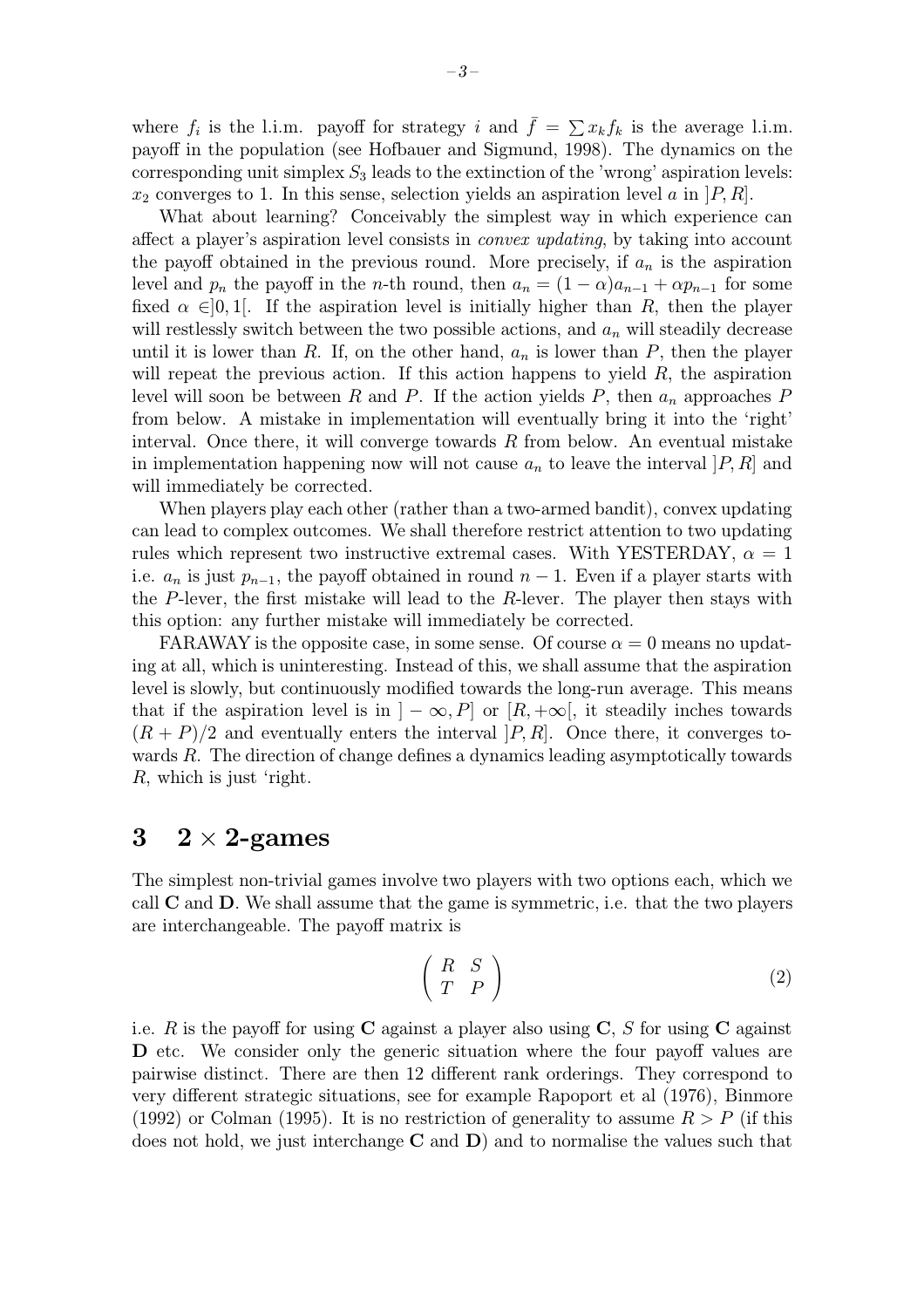where $f_i$ is the l.i.m. payoff for strategy $i$ and $\bar{f} = \sum x_k f_k$ is the average l.i.m. payoff in the population (see Hofbauer and Sigmund, 1998). The dynamics on the corresponding unit simplex $S_3$ leads to the extinction of the 'wrong' aspiration levels: $x_2$ converges to 1. In this sense, selection yields an aspiration level $a$ in $]P, R]$.

What about learning? Conceivably the simplest way in which experience can affect a player's aspiration level consists in *convex updating*, by taking into account the payoff obtained in the previous round. More precisely, if $a_n$ is the aspiration level and $p_n$ the payoff in the $n$-th round, then $a_n = (1-\alpha)a_{n-1} + \alpha p_{n-1}$ for some fixed $\alpha \in ]0, 1[$. If the aspiration level is initially higher than $R$, then the player will restlessly switch between the two possible actions, and $a_n$ will steadily decrease until it is lower than $R$. If, on the other hand, $a_n$ is lower than $P$, then the player will repeat the previous action. If this action happens to yield $R$, the aspiration level will soon be between $R$ and $P$. If the action yields $P$, then $a_n$ approaches $P$ from below. A mistake in implementation will eventually bring it into the 'right' interval. Once there, it will converge towards $R$ from below. An eventual mistake in implementation happening now will not cause $a_n$ to leave the interval $]P, R]$ and will immediately be corrected.

When players play each other (rather than a two-armed bandit), convex updating can lead to complex outcomes. We shall therefore restrict attention to two updating rules which represent two instructive extremal cases. With YESTERDAY, $\alpha = 1$ i.e. $a_n$ is just $p_{n-1}$, the payoff obtained in round $n-1$. Even if a player starts with the $P$-lever, the first mistake will lead to the $R$-lever. The player then stays with this option: any further mistake will immediately be corrected.

FARAWAY is the opposite case, in some sense. Of course $\alpha = 0$ means no updating at all, which is uninteresting. Instead of this, we shall assume that the aspiration level is slowly, but continuously modified towards the long-run average. This means that if the aspiration level is in $]-\infty, P]$ or $[R, +\infty[$, it steadily inches towards $(R+P)/2$ and eventually enters the interval $]P, R]$. Once there, it converges towards $R$. The direction of change defines a dynamics leading asymptotically towards $R$, which is just 'right.

# 3 $2 \times 2$-games

The simplest non-trivial games involve two players with two options each, which we call **C** and **D**. We shall assume that the game is symmetric, i.e. that the two players are interchangeable. The payoff matrix is

$$\begin{pmatrix} R & S \\ T & P \end{pmatrix} \tag{2}$$

i.e. $R$ is the payoff for using **C** against a player also using **C**, $S$ for using **C** against **D** etc. We consider only the generic situation where the four payoff values are pairwise distinct. There are then 12 different rank orderings. They correspond to very different strategic situations, see for example Rapoport et al (1976), Binmore (1992) or Colman (1995). It is no restriction of generality to assume $R > P$ (if this does not hold, we just interchange **C** and **D**) and to normalise the values such that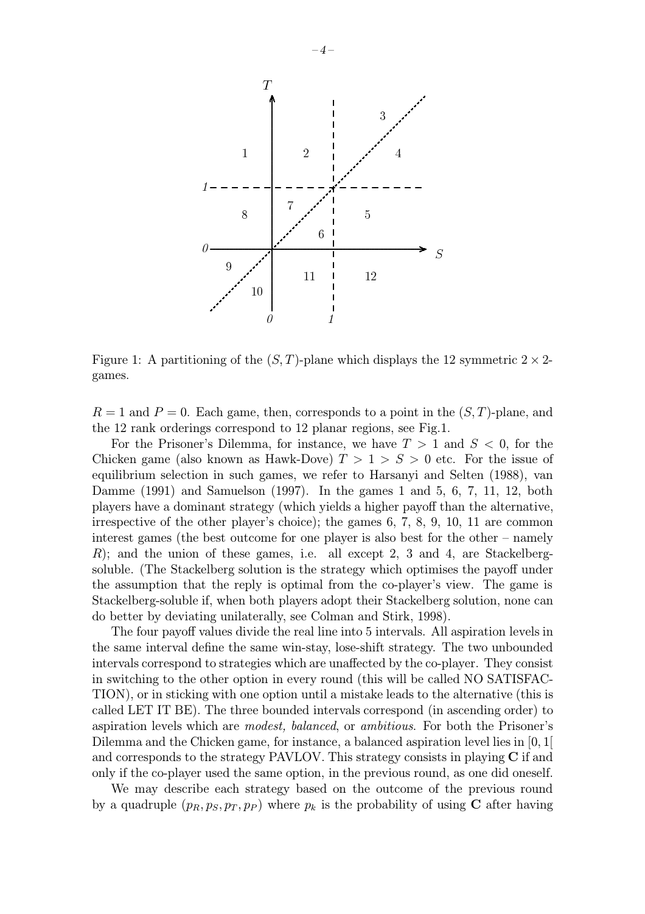Figure 1: A partitioning of the $(S, T)$-plane which displays the 12 symmetric $2 \times 2$-games.

$R = 1$ and $P = 0$. Each game, then, corresponds to a point in the $(S, T)$-plane, and the 12 rank orderings correspond to 12 planar regions, see Fig.1.

For the Prisoner's Dilemma, for instance, we have $T > 1$ and $S < 0$, for the Chicken game (also known as Hawk-Dove) $T > 1 > S > 0$ etc. For the issue of equilibrium selection in such games, we refer to Harsanyi and Selten (1988), van Damme (1991) and Samuelson (1997). In the games 1 and 5, 6, 7, 11, 12, both players have a dominant strategy (which yields a higher payoff than the alternative, irrespective of the other player's choice); the games 6, 7, 8, 9, 10, 11 are common interest games (the best outcome for one player is also best for the other – namely $R$); and the union of these games, i.e. all except 2, 3 and 4, are Stackelberg-soluble. (The Stackelberg solution is the strategy which optimises the payoff under the assumption that the reply is optimal from the co-player's view. The game is Stackelberg-soluble if, when both players adopt their Stackelberg solution, none can do better by deviating unilaterally, see Colman and Stirk, 1998).

The four payoff values divide the real line into 5 intervals. All aspiration levels in the same interval define the same win-stay, lose-shift strategy. The two unbounded intervals correspond to strategies which are unaffected by the co-player. They consist in switching to the other option in every round (this will be called NO SATISFACTION), or in sticking with one option until a mistake leads to the alternative (this is called LET IT BE). The three bounded intervals correspond (in ascending order) to aspiration levels which are *modest, balanced*, or *ambitious*. For both the Prisoner's Dilemma and the Chicken game, for instance, a balanced aspiration level lies in $[0, 1[$ and corresponds to the strategy PAVLOV. This strategy consists in playing **C** if and only if the co-player used the same option, in the previous round, as one did oneself.

We may describe each strategy based on the outcome of the previous round by a quadruple $(p_R, p_S, p_T, p_P)$ where $p_k$ is the probability of using **C** after having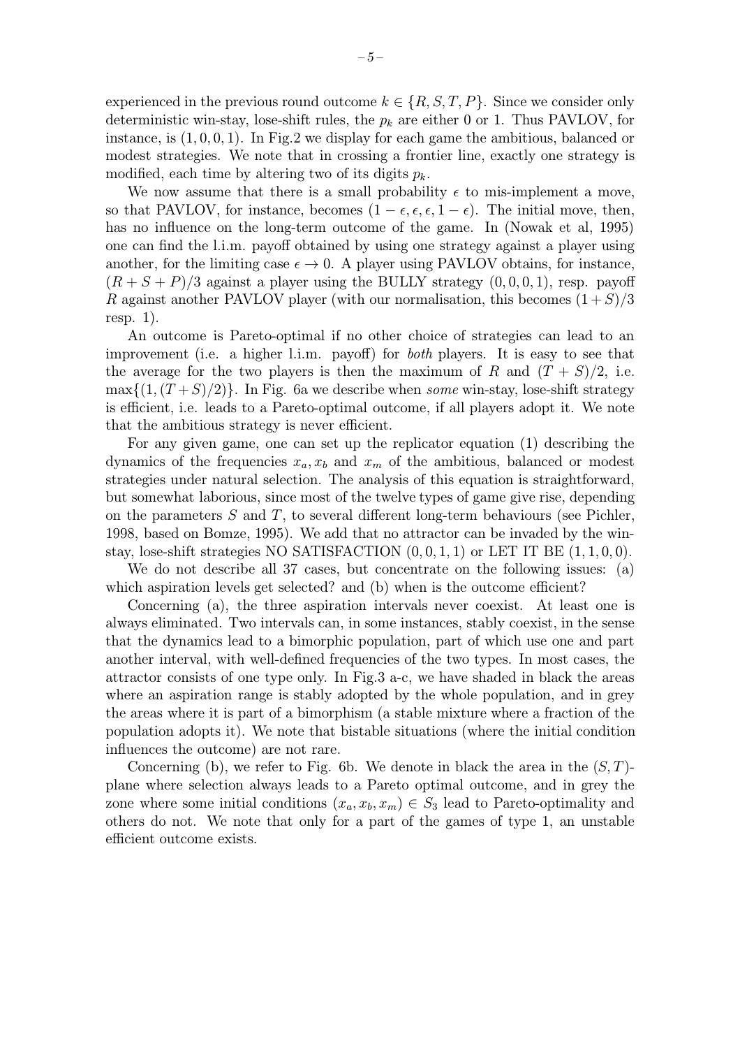experienced in the previous round outcome $k \in \{R, S, T, P\}$. Since we consider only deterministic win-stay, lose-shift rules, the $p_k$ are either 0 or 1. Thus PAVLOV, for instance, is $(1, 0, 0, 1)$. In Fig.2 we display for each game the ambitious, balanced or modest strategies. We note that in crossing a frontier line, exactly one strategy is modified, each time by altering two of its digits $p_k$.

We now assume that there is a small probability $\epsilon$ to mis-implement a move, so that PAVLOV, for instance, becomes $(1-\epsilon, \epsilon, \epsilon, 1-\epsilon)$. The initial move, then, has no influence on the long-term outcome of the game. In (Nowak et al, 1995) one can find the l.i.m. payoff obtained by using one strategy against a player using another, for the limiting case $\epsilon \to 0$. A player using PAVLOV obtains, for instance, $(R + S + P)/3$ against a player using the BULLY strategy $(0, 0, 0, 1)$, resp. payoff $R$ against another PAVLOV player (with our normalisation, this becomes $(1 + S)/3$ resp. 1).

An outcome is Pareto-optimal if no other choice of strategies can lead to an improvement (i.e. a higher l.i.m. payoff) for *both* players. It is easy to see that the average for the two players is then the maximum of $R$ and $(T + S)/2$, i.e. $\max\{(1, (T + S)/2)\}$. In Fig. 6a we describe when *some* win-stay, lose-shift strategy is efficient, i.e. leads to a Pareto-optimal outcome, if all players adopt it. We note that the ambitious strategy is never efficient.

For any given game, one can set up the replicator equation (1) describing the dynamics of the frequencies $x_a, x_b$ and $x_m$ of the ambitious, balanced or modest strategies under natural selection. The analysis of this equation is straightforward, but somewhat laborious, since most of the twelve types of game give rise, depending on the parameters $S$ and $T$, to several different long-term behaviours (see Pichler, 1998, based on Bomze, 1995). We add that no attractor can be invaded by the win-stay, lose-shift strategies NO SATISFACTION $(0, 0, 1, 1)$ or LET IT BE $(1, 1, 0, 0)$.

We do not describe all 37 cases, but concentrate on the following issues: (a) which aspiration levels get selected? and (b) when is the outcome efficient?

Concerning (a), the three aspiration intervals never coexist. At least one is always eliminated. Two intervals can, in some instances, stably coexist, in the sense that the dynamics lead to a bimorphic population, part of which use one and part another interval, with well-defined frequencies of the two types. In most cases, the attractor consists of one type only. In Fig.3 a-c, we have shaded in black the areas where an aspiration range is stably adopted by the whole population, and in grey the areas where it is part of a bimorphism (a stable mixture where a fraction of the population adopts it). We note that bistable situations (where the initial condition influences the outcome) are not rare.

Concerning (b), we refer to Fig. 6b. We denote in black the area in the $(S, T)$-plane where selection always leads to a Pareto optimal outcome, and in grey the zone where some initial conditions $(x_a, x_b, x_m) \in S_3$ lead to Pareto-optimality and others do not. We note that only for a part of the games of type 1, an unstable efficient outcome exists.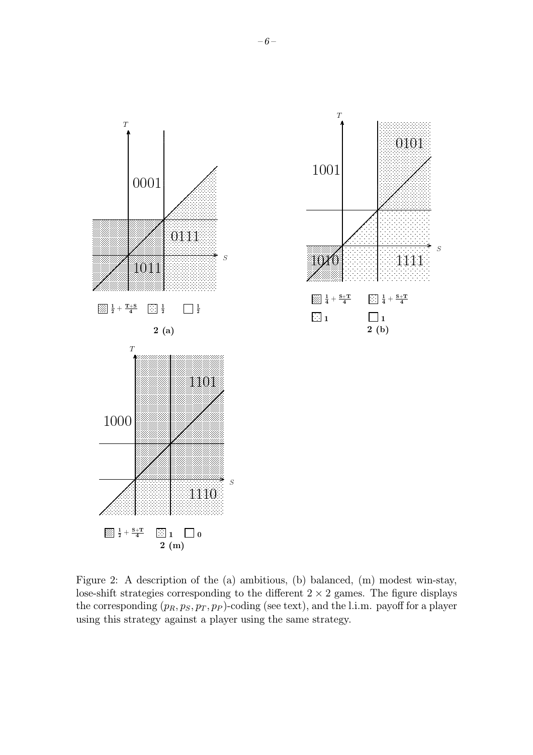Figure 2: A description of the (a) ambitious, (b) balanced, (m) modest win-stay, lose-shift strategies corresponding to the different $2 \times 2$ games. The figure displays the corresponding $(p_R, p_S, p_T, p_P)$-coding (see text), and the l.i.m. payoff for a player using this strategy against a player using the same strategy.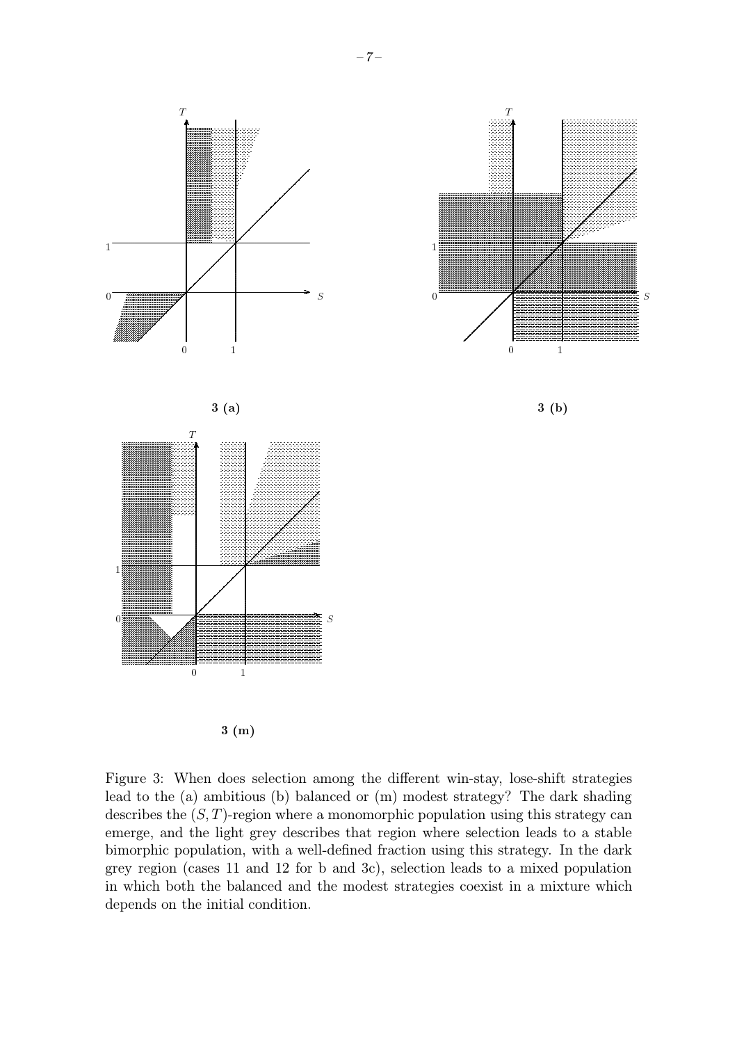3 (a)

3 (b)

3 (m)

Figure 3: When does selection among the different win-stay, lose-shift strategies lead to the (a) ambitious (b) balanced or (m) modest strategy? The dark shading describes the $(S,T)$-region where a monomorphic population using this strategy can emerge, and the light grey describes that region where selection leads to a stable bimorphic population, with a well-defined fraction using this strategy. In the dark grey region (cases 11 and 12 for b and 3c), selection leads to a mixed population in which both the balanced and the modest strategies coexist in a mixture which depends on the initial condition.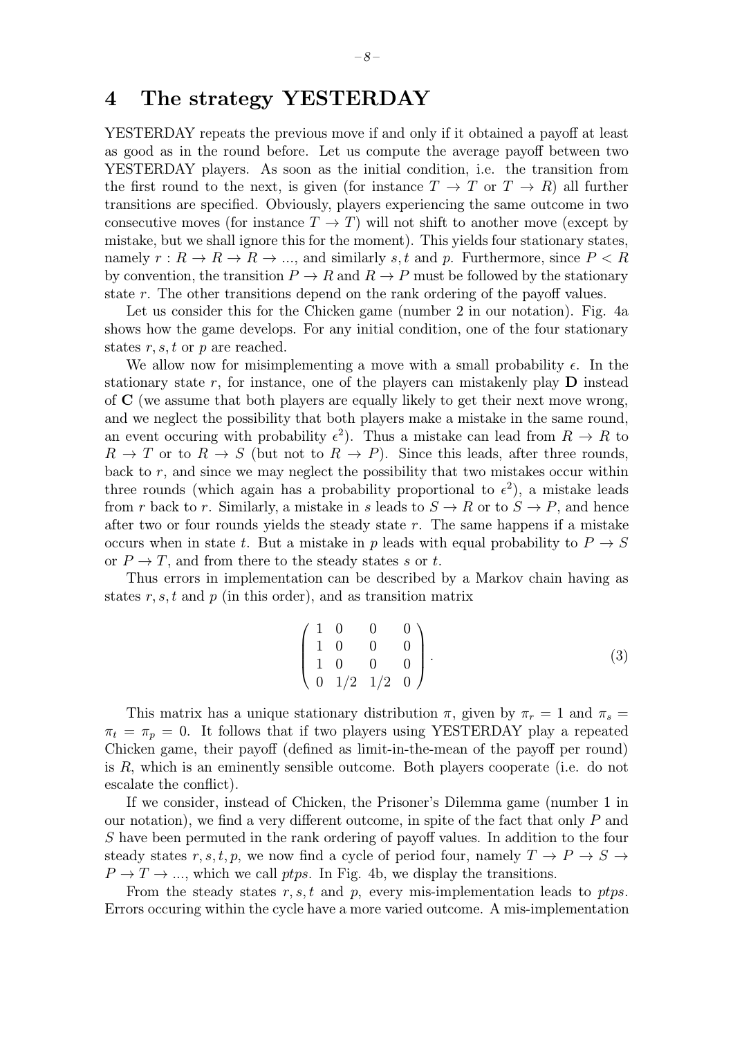## 4 The strategy YESTERDAY

YESTERDAY repeats the previous move if and only if it obtained a payoff at least as good as in the round before. Let us compute the average payoff between two YESTERDAY players. As soon as the initial condition, i.e. the transition from the first round to the next, is given (for instance $T \to T$ or $T \to R$) all further transitions are specified. Obviously, players experiencing the same outcome in two consecutive moves (for instance $T \to T$) will not shift to another move (except by mistake, but we shall ignore this for the moment). This yields four stationary states, namely $r : R \to R \to R \to ...$, and similarly $s, t$ and $p$. Furthermore, since $P < R$ by convention, the transition $P \to R$ and $R \to P$ must be followed by the stationary state $r$. The other transitions depend on the rank ordering of the payoff values.

Let us consider this for the Chicken game (number 2 in our notation). Fig. 4a shows how the game develops. For any initial condition, one of the four stationary states $r, s, t$ or $p$ are reached.

We allow now for misimplementing a move with a small probability $\epsilon$. In the stationary state $r$, for instance, one of the players can mistakenly play **D** instead of **C** (we assume that both players are equally likely to get their next move wrong, and we neglect the possibility that both players make a mistake in the same round, an event occuring with probability $\epsilon^2$). Thus a mistake can lead from $R \to R$ to $R \to T$ or to $R \to S$ (but not to $R \to P$). Since this leads, after three rounds, back to $r$, and since we may neglect the possibility that two mistakes occur within three rounds (which again has a probability proportional to $\epsilon^2$), a mistake leads from $r$ back to $r$. Similarly, a mistake in $s$ leads to $S \to R$ or to $S \to P$, and hence after two or four rounds yields the steady state $r$. The same happens if a mistake occurs when in state $t$. But a mistake in $p$ leads with equal probability to $P \to S$ or $P \to T$, and from there to the steady states $s$ or $t$.

Thus errors in implementation can be described by a Markov chain having as states $r, s, t$ and $p$ (in this order), and as transition matrix

$$\begin{pmatrix} 1 & 0 & 0 & 0 \\ 1 & 0 & 0 & 0 \\ 1 & 0 & 0 & 0 \\ 0 & 1/2 & 1/2 & 0 \end{pmatrix}. \tag{3}$$

This matrix has a unique stationary distribution $\pi$, given by $\pi_r = 1$ and $\pi_s = \pi_t = \pi_p = 0$. It follows that if two players using YESTERDAY play a repeated Chicken game, their payoff (defined as limit-in-the-mean of the payoff per round) is $R$, which is an eminently sensible outcome. Both players cooperate (i.e. do not escalate the conflict).

If we consider, instead of Chicken, the Prisoner's Dilemma game (number 1 in our notation), we find a very different outcome, in spite of the fact that only $P$ and $S$ have been permuted in the rank ordering of payoff values. In addition to the four steady states $r, s, t, p$, we now find a cycle of period four, namely $T \to P \to S \to P \to T \to ...$, which we call *ptps*. In Fig. 4b, we display the transitions.

From the steady states $r, s, t$ and $p$, every mis-implementation leads to *ptps*. Errors occuring within the cycle have a more varied outcome. A mis-implementation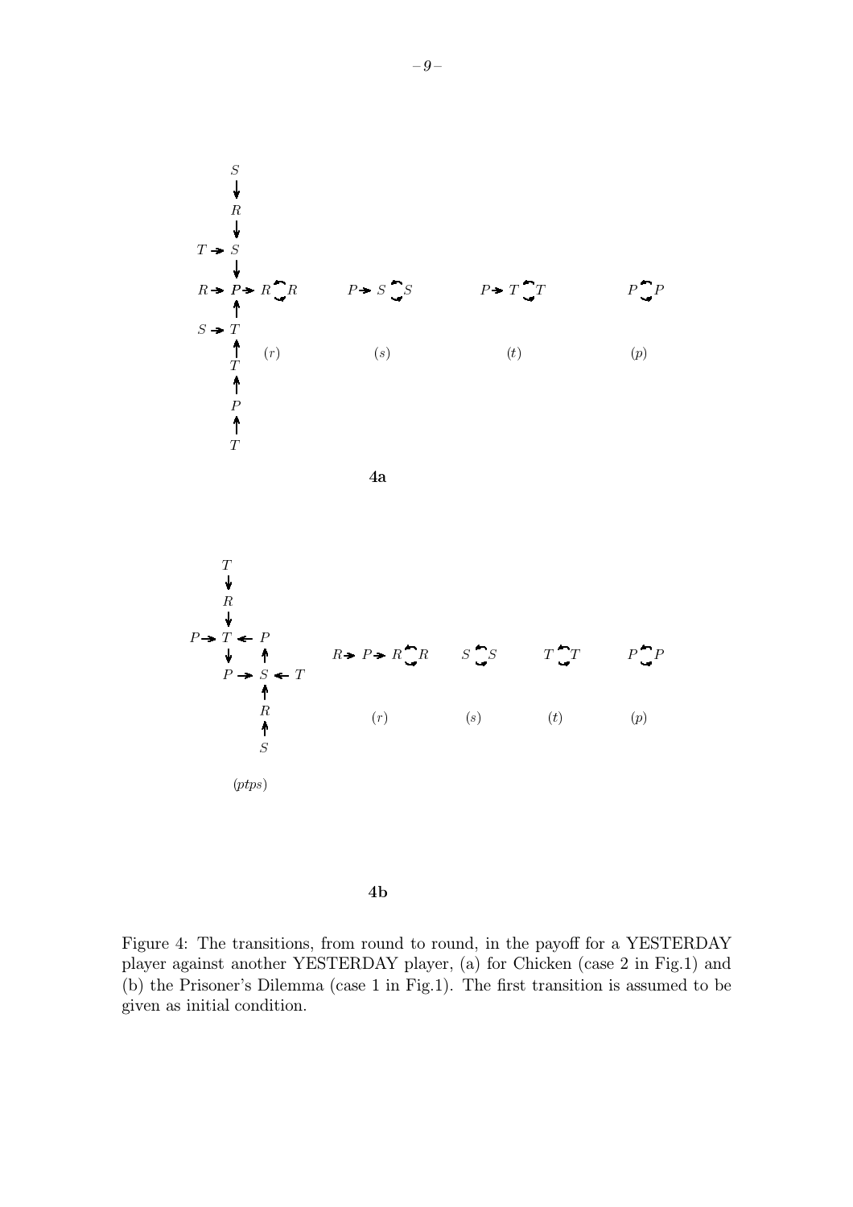Figure 4: The transitions, from round to round, in the payoff for a YESTERDAY player against another YESTERDAY player, (a) for Chicken (case 2 in Fig.1) and (b) the Prisoner's Dilemma (case 1 in Fig.1). The first transition is assumed to be given as initial condition.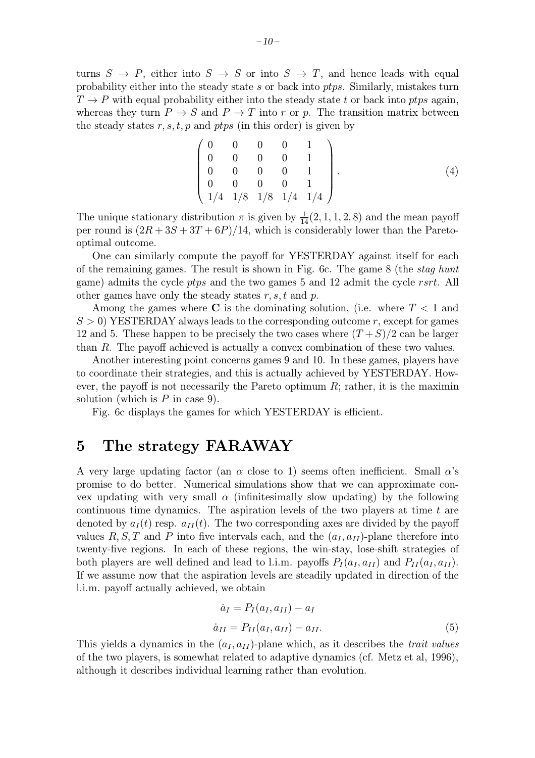turns $S \to P$, either into $S \to S$ or into $S \to T$, and hence leads with equal probability either into the steady state $s$ or back into *ptps*. Similarly, mistakes turn $T \to P$ with equal probability either into the steady state $t$ or back into *ptps* again, whereas they turn $P \to S$ and $P \to T$ into $r$ or $p$. The transition matrix between the steady states $r, s, t, p$ and *ptps* (in this order) is given by

$$\begin{pmatrix} 0 & 0 & 0 & 0 & 1 \\ 0 & 0 & 0 & 0 & 1 \\ 0 & 0 & 0 & 0 & 1 \\ 0 & 0 & 0 & 0 & 1 \\ 1/4 & 1/8 & 1/8 & 1/4 & 1/4 \end{pmatrix}. \tag{4}$$

The unique stationary distribution $\pi$ is given by $\frac{1}{14}(2,1,1,2,8)$ and the mean payoff per round is $(2R + 3S + 3T + 6P)/14$, which is considerably lower than the Pareto-optimal outcome.

One can similarly compute the payoff for YESTERDAY against itself for each of the remaining games. The result is shown in Fig. 6c. The game 8 (the *stag hunt* game) admits the cycle *ptps* and the two games 5 and 12 admit the cycle *rsrt*. All other games have only the steady states $r, s, t$ and $p$.

Among the games where **C** is the dominating solution, (i.e. where $T < 1$ and $S > 0$) YESTERDAY always leads to the corresponding outcome $r$, except for games 12 and 5. These happen to be precisely the two cases where $(T + S)/2$ can be larger than $R$. The payoff achieved is actually a convex combination of these two values.

Another interesting point concerns games 9 and 10. In these games, players have to coordinate their strategies, and this is actually achieved by YESTERDAY. However, the payoff is not necessarily the Pareto optimum $R$; rather, it is the maximin solution (which is $P$ in case 9).

Fig. 6c displays the games for which YESTERDAY is efficient.

## 5 The strategy FARAWAY

A very large updating factor (an $\alpha$ close to 1) seems often inefficient. Small $\alpha$'s promise to do better. Numerical simulations show that we can approximate convex updating with very small $\alpha$ (infinitesimally slow updating) by the following continuous time dynamics. The aspiration levels of the two players at time $t$ are denoted by $a_I(t)$ resp. $a_{II}(t)$. The two corresponding axes are divided by the payoff values $R, S, T$ and $P$ into five intervals each, and the $(a_I, a_{II})$-plane therefore into twenty-five regions. In each of these regions, the win-stay, lose-shift strategies of both players are well defined and lead to l.i.m. payoffs $P_I(a_I, a_{II})$ and $P_{II}(a_I, a_{II})$. If we assume now that the aspiration levels are steadily updated in direction of the l.i.m. payoff actually achieved, we obtain

$$\begin{aligned} \dot{a}_I &= P_I(a_I, a_{II}) - a_I \\ \dot{a}_{II} &= P_{II}(a_I, a_{II}) - a_{II}. \end{aligned} \tag{5}$$

This yields a dynamics in the $(a_I, a_{II})$-plane which, as it describes the *trait values* of the two players, is somewhat related to adaptive dynamics (cf. Metz et al, 1996), although it describes individual learning rather than evolution.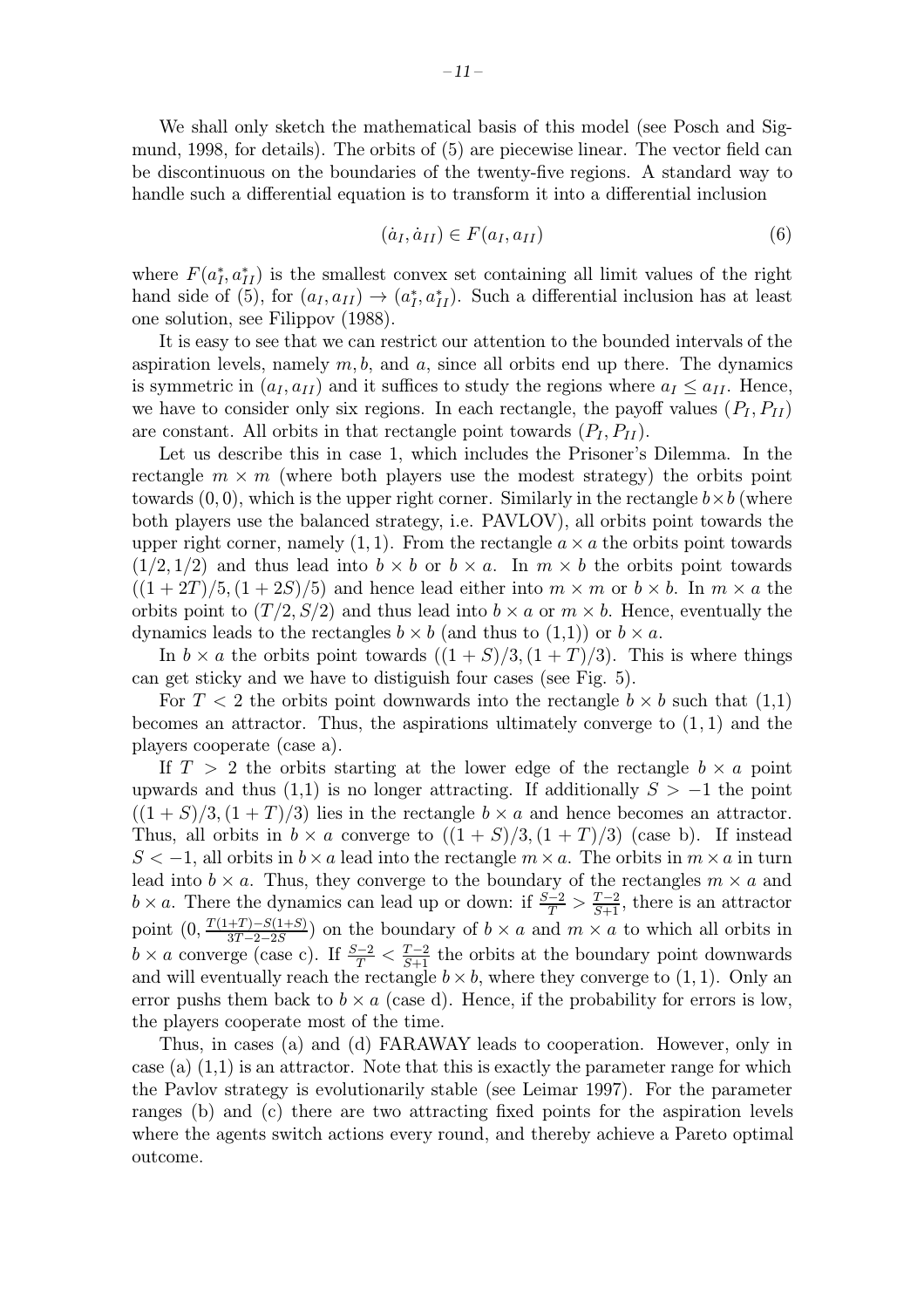We shall only sketch the mathematical basis of this model (see Posch and Sigmund, 1998, for details). The orbits of (5) are piecewise linear. The vector field can be discontinuous on the boundaries of the twenty-five regions. A standard way to handle such a differential equation is to transform it into a differential inclusion

$$(\dot{a}_I, \dot{a}_{II}) \in F(a_I, a_{II}) \tag{6}$$

where $F(a_I^*, a_{II}^*)$ is the smallest convex set containing all limit values of the right hand side of (5), for $(a_I, a_{II}) \to (a_I^*, a_{II}^*)$. Such a differential inclusion has at least one solution, see Filippov (1988).

It is easy to see that we can restrict our attention to the bounded intervals of the aspiration levels, namely $m, b$, and $a$, since all orbits end up there. The dynamics is symmetric in $(a_I, a_{II})$ and it suffices to study the regions where $a_I \leq a_{II}$. Hence, we have to consider only six regions. In each rectangle, the payoff values $(P_I, P_{II})$ are constant. All orbits in that rectangle point towards $(P_I, P_{II})$.

Let us describe this in case 1, which includes the Prisoner's Dilemma. In the rectangle $m \times m$ (where both players use the modest strategy) the orbits point towards $(0, 0)$, which is the upper right corner. Similarly in the rectangle $b \times b$ (where both players use the balanced strategy, i.e. PAVLOV), all orbits point towards the upper right corner, namely $(1, 1)$. From the rectangle $a \times a$ the orbits point towards $(1/2, 1/2)$ and thus lead into $b \times b$ or $b \times a$. In $m \times b$ the orbits point towards $((1 + 2T)/5, (1 + 2S)/5)$ and hence lead either into $m \times m$ or $b \times b$. In $m \times a$ the orbits point to $(T/2, S/2)$ and thus lead into $b \times a$ or $m \times b$. Hence, eventually the dynamics leads to the rectangles $b \times b$ (and thus to (1,1)) or $b \times a$.

In $b \times a$ the orbits point towards $((1 + S)/3, (1 + T)/3)$. This is where things can get sticky and we have to distiguish four cases (see Fig. 5).

For $T < 2$ the orbits point downwards into the rectangle $b \times b$ such that (1,1) becomes an attractor. Thus, the aspirations ultimately converge to $(1, 1)$ and the players cooperate (case a).

If $T > 2$ the orbits starting at the lower edge of the rectangle $b \times a$ point upwards and thus (1,1) is no longer attracting. If additionally $S > -1$ the point $((1 + S)/3, (1 + T)/3)$ lies in the rectangle $b \times a$ and hence becomes an attractor. Thus, all orbits in $b \times a$ converge to $((1 + S)/3, (1 + T)/3)$ (case b). If instead $S < -1$, all orbits in $b \times a$ lead into the rectangle $m \times a$. The orbits in $m \times a$ in turn lead into $b \times a$. Thus, they converge to the boundary of the rectangles $m \times a$ and $b \times a$. There the dynamics can lead up or down: if $\frac{S-2}{T} > \frac{T-2}{S+1}$, there is an attractor point $(0, \frac{T(1+T)-S(1+S)}{3T-2-2S})$ on the boundary of $b \times a$ and $m \times a$ to which all orbits in $b \times a$ converge (case c). If $\frac{S-2}{T} < \frac{T-2}{S+1}$ the orbits at the boundary point downwards and will eventually reach the rectangle $b \times b$, where they converge to $(1, 1)$. Only an error pushs them back to $b \times a$ (case d). Hence, if the probability for errors is low, the players cooperate most of the time.

Thus, in cases (a) and (d) FARAWAY leads to cooperation. However, only in case (a) (1,1) is an attractor. Note that this is exactly the parameter range for which the Pavlov strategy is evolutionarily stable (see Leimar 1997). For the parameter ranges (b) and (c) there are two attracting fixed points for the aspiration levels where the agents switch actions every round, and thereby achieve a Pareto optimal outcome.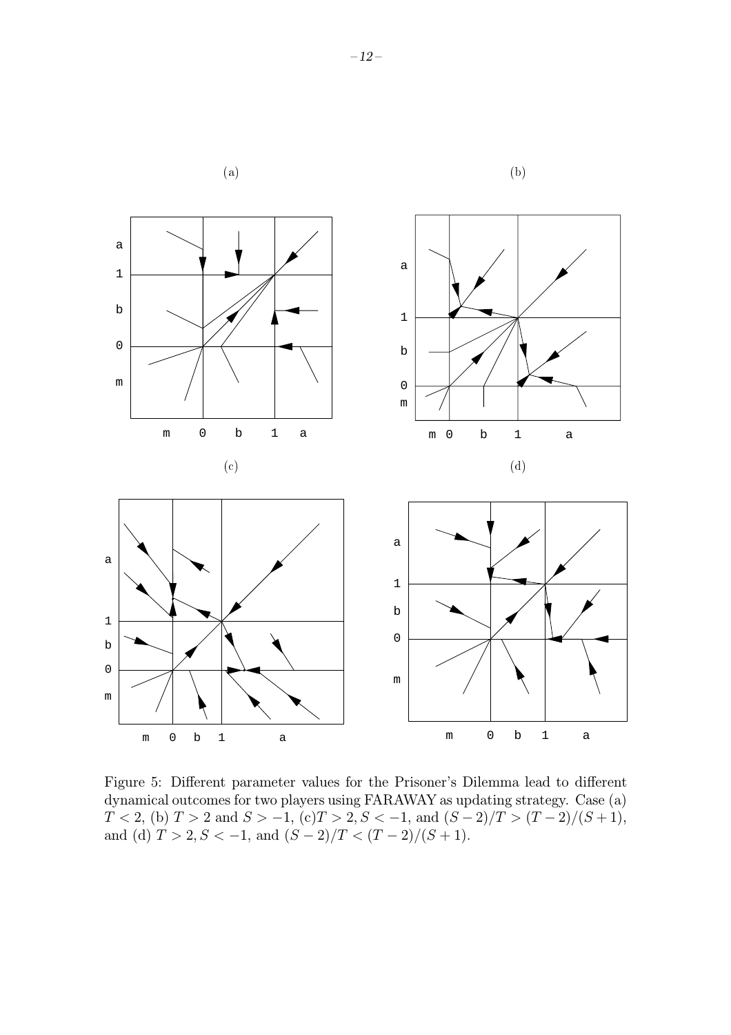(a)

(b)

(c)

(d)

Figure 5: Different parameter values for the Prisoner's Dilemma lead to different dynamical outcomes for two players using FARAWAY as updating strategy. Case (a) $T < 2$, (b) $T > 2$ and $S > -1$, (c)$T > 2, S < -1$, and $(S-2)/T > (T-2)/(S+1)$, and (d) $T > 2, S < -1$, and $(S-2)/T < (T-2)/(S+1)$.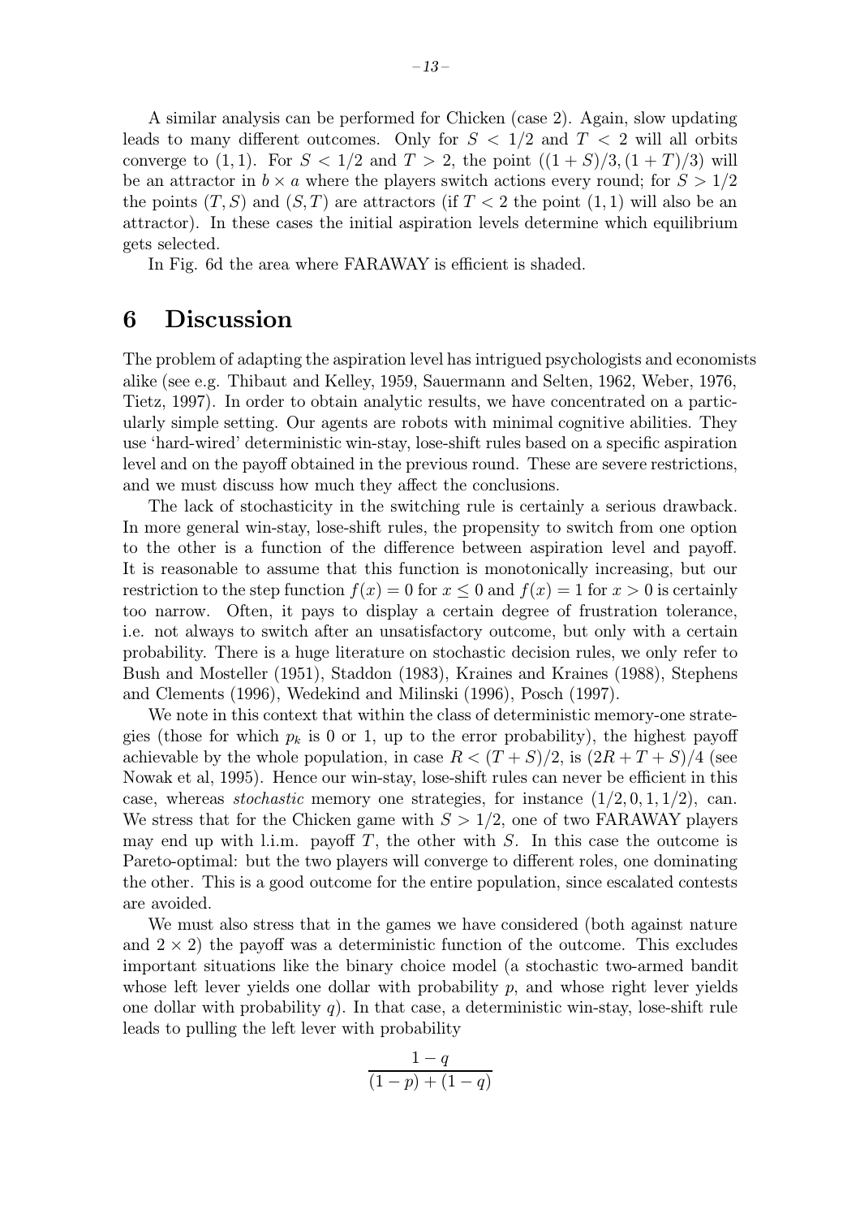A similar analysis can be performed for Chicken (case 2). Again, slow updating leads to many different outcomes. Only for $S < 1/2$ and $T < 2$ will all orbits converge to $(1,1)$. For $S < 1/2$ and $T > 2$, the point $((1+S)/3, (1+T)/3)$ will be an attractor in $b \times a$ where the players switch actions every round; for $S > 1/2$ the points $(T, S)$ and $(S, T)$ are attractors (if $T < 2$ the point $(1,1)$ will also be an attractor). In these cases the initial aspiration levels determine which equilibrium gets selected.

In Fig. 6d the area where FARAWAY is efficient is shaded.

# 6 Discussion

The problem of adapting the aspiration level has intrigued psychologists and economists alike (see e.g. Thibaut and Kelley, 1959, Sauermann and Selten, 1962, Weber, 1976, Tietz, 1997). In order to obtain analytic results, we have concentrated on a particularly simple setting. Our agents are robots with minimal cognitive abilities. They use 'hard-wired' deterministic win-stay, lose-shift rules based on a specific aspiration level and on the payoff obtained in the previous round. These are severe restrictions, and we must discuss how much they affect the conclusions.

The lack of stochasticity in the switching rule is certainly a serious drawback. In more general win-stay, lose-shift rules, the propensity to switch from one option to the other is a function of the difference between aspiration level and payoff. It is reasonable to assume that this function is monotonically increasing, but our restriction to the step function $f(x) = 0$ for $x \leq 0$ and $f(x) = 1$ for $x > 0$ is certainly too narrow. Often, it pays to display a certain degree of frustration tolerance, i.e. not always to switch after an unsatisfactory outcome, but only with a certain probability. There is a huge literature on stochastic decision rules, we only refer to Bush and Mosteller (1951), Staddon (1983), Kraines and Kraines (1988), Stephens and Clements (1996), Wedekind and Milinski (1996), Posch (1997).

We note in this context that within the class of deterministic memory-one strategies (those for which $p_k$ is 0 or 1, up to the error probability), the highest payoff achievable by the whole population, in case $R < (T+S)/2$, is $(2R+T+S)/4$ (see Nowak et al, 1995). Hence our win-stay, lose-shift rules can never be efficient in this case, whereas *stochastic* memory one strategies, for instance $(1/2, 0, 1, 1/2)$, can. We stress that for the Chicken game with $S > 1/2$, one of two FARAWAY players may end up with l.i.m. payoff $T$, the other with $S$. In this case the outcome is Pareto-optimal: but the two players will converge to different roles, one dominating the other. This is a good outcome for the entire population, since escalated contests are avoided.

We must also stress that in the games we have considered (both against nature and $2 \times 2$) the payoff was a deterministic function of the outcome. This excludes important situations like the binary choice model (a stochastic two-armed bandit whose left lever yields one dollar with probability $p$, and whose right lever yields one dollar with probability $q$). In that case, a deterministic win-stay, lose-shift rule leads to pulling the left lever with probability

$$\frac{1-q}{(1-p)+(1-q)}$$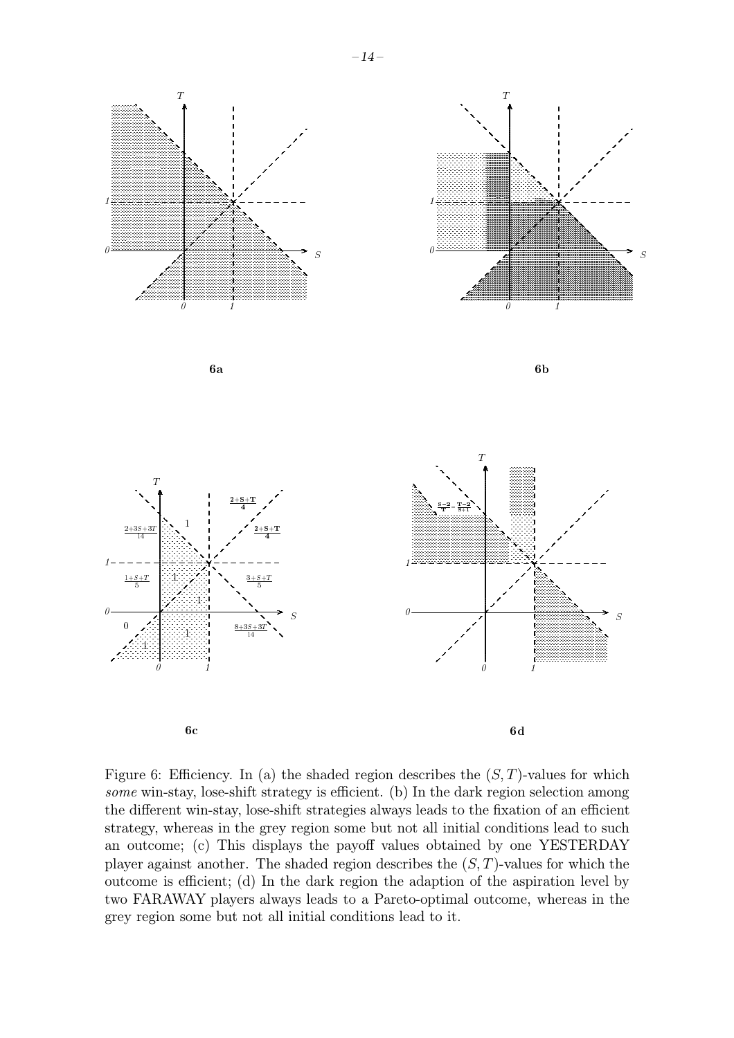Figure 6: Efficiency. In (a) the shaded region describes the $(S, T)$-values for which *some* win-stay, lose-shift strategy is efficient. (b) In the dark region selection among the different win-stay, lose-shift strategies always leads to the fixation of an efficient strategy, whereas in the grey region some but not all initial conditions lead to such an outcome; (c) This displays the payoff values obtained by one YESTERDAY player against another. The shaded region describes the $(S, T)$-values for which the outcome is efficient; (d) In the dark region the adaption of the aspiration level by two FARAWAY players always leads to a Pareto-optimal outcome, whereas in the grey region some but not all initial conditions lead to it.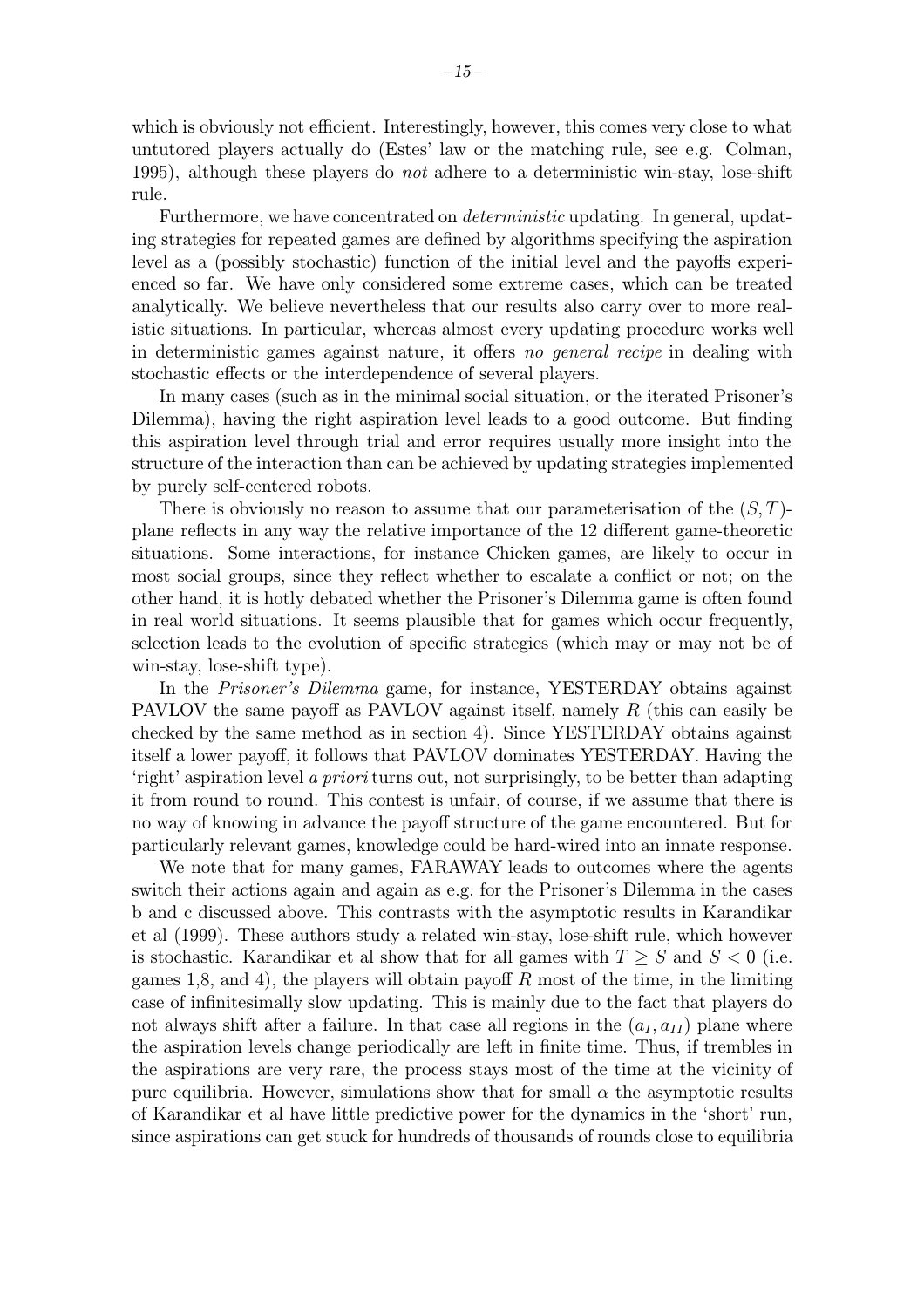which is obviously not efficient. Interestingly, however, this comes very close to what untutored players actually do (Estes' law or the matching rule, see e.g. Colman, 1995), although these players do *not* adhere to a deterministic win-stay, lose-shift rule.

Furthermore, we have concentrated on *deterministic* updating. In general, updating strategies for repeated games are defined by algorithms specifying the aspiration level as a (possibly stochastic) function of the initial level and the payoffs experienced so far. We have only considered some extreme cases, which can be treated analytically. We believe nevertheless that our results also carry over to more realistic situations. In particular, whereas almost every updating procedure works well in deterministic games against nature, it offers *no general recipe* in dealing with stochastic effects or the interdependence of several players.

In many cases (such as in the minimal social situation, or the iterated Prisoner's Dilemma), having the right aspiration level leads to a good outcome. But finding this aspiration level through trial and error requires usually more insight into the structure of the interaction than can be achieved by updating strategies implemented by purely self-centered robots.

There is obviously no reason to assume that our parameterisation of the $(S, T)$-plane reflects in any way the relative importance of the 12 different game-theoretic situations. Some interactions, for instance Chicken games, are likely to occur in most social groups, since they reflect whether to escalate a conflict or not; on the other hand, it is hotly debated whether the Prisoner's Dilemma game is often found in real world situations. It seems plausible that for games which occur frequently, selection leads to the evolution of specific strategies (which may or may not be of win-stay, lose-shift type).

In the *Prisoner's Dilemma* game, for instance, YESTERDAY obtains against PAVLOV the same payoff as PAVLOV against itself, namely $R$ (this can easily be checked by the same method as in section 4). Since YESTERDAY obtains against itself a lower payoff, it follows that PAVLOV dominates YESTERDAY. Having the 'right' aspiration level *a priori* turns out, not surprisingly, to be better than adapting it from round to round. This contest is unfair, of course, if we assume that there is no way of knowing in advance the payoff structure of the game encountered. But for particularly relevant games, knowledge could be hard-wired into an innate response.

We note that for many games, FARAWAY leads to outcomes where the agents switch their actions again and again as e.g. for the Prisoner's Dilemma in the cases b and c discussed above. This contrasts with the asymptotic results in Karandikar et al (1999). These authors study a related win-stay, lose-shift rule, which however is stochastic. Karandikar et al show that for all games with $T \geq S$ and $S < 0$ (i.e. games 1,8, and 4), the players will obtain payoff $R$ most of the time, in the limiting case of infinitesimally slow updating. This is mainly due to the fact that players do not always shift after a failure. In that case all regions in the $(a_I, a_{II})$ plane where the aspiration levels change periodically are left in finite time. Thus, if trembles in the aspirations are very rare, the process stays most of the time at the vicinity of pure equilibria. However, simulations show that for small $\alpha$ the asymptotic results of Karandikar et al have little predictive power for the dynamics in the 'short' run, since aspirations can get stuck for hundreds of thousands of rounds close to equilibria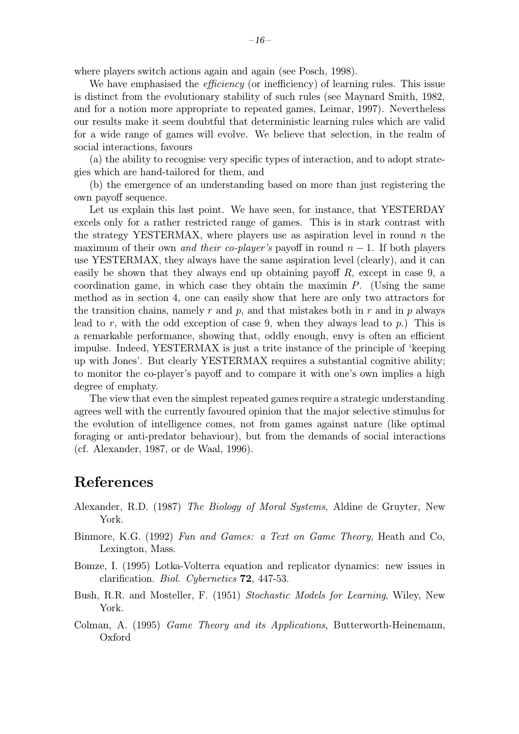where players switch actions again and again (see Posch, 1998).

We have emphasised the *efficiency* (or inefficiency) of learning rules. This issue is distinct from the evolutionary stability of such rules (see Maynard Smith, 1982, and for a notion more appropriate to repeated games, Leimar, 1997). Nevertheless our results make it seem doubtful that deterministic learning rules which are valid for a wide range of games will evolve. We believe that selection, in the realm of social interactions, favours

(a) the ability to recognise very specific types of interaction, and to adopt strategies which are hand-tailored for them, and

(b) the emergence of an understanding based on more than just registering the own payoff sequence.

Let us explain this last point. We have seen, for instance, that YESTERDAY excels only for a rather restricted range of games. This is in stark contrast with the strategy YESTERMAX, where players use as aspiration level in round $n$ the maximum of their own *and their co-player's* payoff in round $n-1$. If both players use YESTERMAX, they always have the same aspiration level (clearly), and it can easily be shown that they always end up obtaining payoff $R$, except in case 9, a coordination game, in which case they obtain the maximin $P$. (Using the same method as in section 4, one can easily show that here are only two attractors for the transition chains, namely $r$ and $p$, and that mistakes both in $r$ and in $p$ always lead to $r$, with the odd exception of case 9, when they always lead to $p$.) This is a remarkable performance, showing that, oddly enough, envy is often an efficient impulse. Indeed, YESTERMAX is just a trite instance of the principle of 'keeping up with Jones'. But clearly YESTERMAX requires a substantial cognitive ability; to monitor the co-player's payoff and to compare it with one's own implies a high degree of emphaty.

The view that even the simplest repeated games require a strategic understanding agrees well with the currently favoured opinion that the major selective stimulus for the evolution of intelligence comes, not from games against nature (like optimal foraging or anti-predator behaviour), but from the demands of social interactions (cf. Alexander, 1987, or de Waal, 1996).

# References

Alexander, R.D. (1987) *The Biology of Moral Systems*, Aldine de Gruyter, New York.

Binmore, K.G. (1992) *Fun and Games: a Text on Game Theory*, Heath and Co, Lexington, Mass.

Bomze, I. (1995) Lotka-Volterra equation and replicator dynamics: new issues in clarification. *Biol. Cybernetics* **72**, 447-53.

Bush, R.R. and Mosteller, F. (1951) *Stochastic Models for Learning*, Wiley, New York.

Colman, A. (1995) *Game Theory and its Applications*, Butterworth-Heinemann, Oxford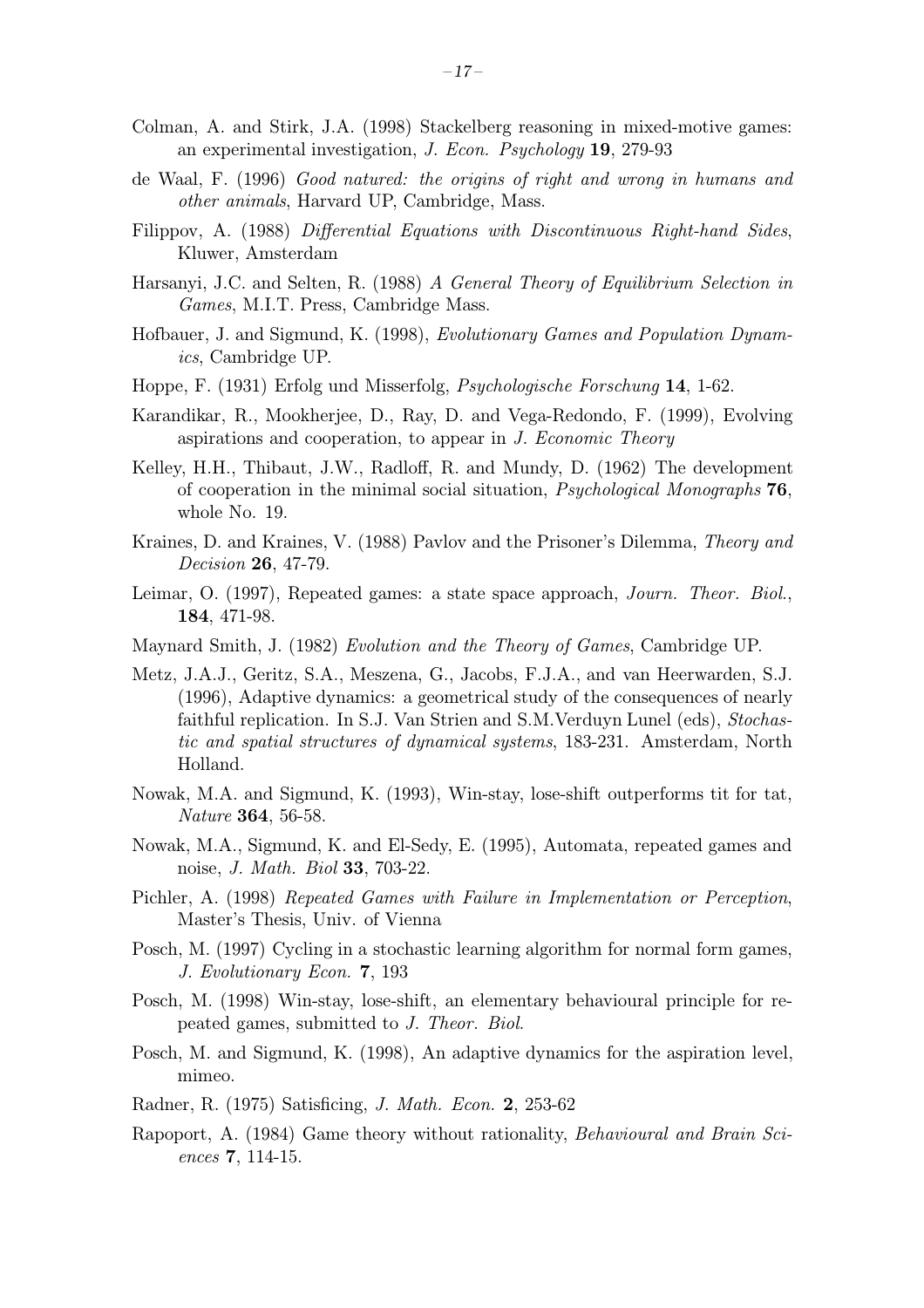Colman, A. and Stirk, J.A. (1998) Stackelberg reasoning in mixed-motive games: an experimental investigation, *J. Econ. Psychology* **19**, 279-93

de Waal, F. (1996) *Good natured: the origins of right and wrong in humans and other animals*, Harvard UP, Cambridge, Mass.

Filippov, A. (1988) *Differential Equations with Discontinuous Right-hand Sides*, Kluwer, Amsterdam

Harsanyi, J.C. and Selten, R. (1988) *A General Theory of Equilibrium Selection in Games*, M.I.T. Press, Cambridge Mass.

Hofbauer, J. and Sigmund, K. (1998), *Evolutionary Games and Population Dynamics*, Cambridge UP.

Hoppe, F. (1931) Erfolg und Misserfolg, *Psychologische Forschung* **14**, 1-62.

Karandikar, R., Mookherjee, D., Ray, D. and Vega-Redondo, F. (1999), Evolving aspirations and cooperation, to appear in *J. Economic Theory*

Kelley, H.H., Thibaut, J.W., Radloff, R. and Mundy, D. (1962) The development of cooperation in the minimal social situation, *Psychological Monographs* **76**, whole No. 19.

Kraines, D. and Kraines, V. (1988) Pavlov and the Prisoner's Dilemma, *Theory and Decision* **26**, 47-79.

Leimar, O. (1997), Repeated games: a state space approach, *Journ. Theor. Biol.*, **184**, 471-98.

Maynard Smith, J. (1982) *Evolution and the Theory of Games*, Cambridge UP.

Metz, J.A.J., Geritz, S.A., Meszena, G., Jacobs, F.J.A., and van Heerwarden, S.J. (1996), Adaptive dynamics: a geometrical study of the consequences of nearly faithful replication. In S.J. Van Strien and S.M.Verduyn Lunel (eds), *Stochastic and spatial structures of dynamical systems*, 183-231. Amsterdam, North Holland.

Nowak, M.A. and Sigmund, K. (1993), Win-stay, lose-shift outperforms tit for tat, *Nature* **364**, 56-58.

Nowak, M.A., Sigmund, K. and El-Sedy, E. (1995), Automata, repeated games and noise, *J. Math. Biol* **33**, 703-22.

Pichler, A. (1998) *Repeated Games with Failure in Implementation or Perception*, Master's Thesis, Univ. of Vienna

Posch, M. (1997) Cycling in a stochastic learning algorithm for normal form games, *J. Evolutionary Econ.* **7**, 193

Posch, M. (1998) Win-stay, lose-shift, an elementary behavioural principle for repeated games, submitted to *J. Theor. Biol.*

Posch, M. and Sigmund, K. (1998), An adaptive dynamics for the aspiration level, mimeo.

Radner, R. (1975) Satisficing, *J. Math. Econ.* **2**, 253-62

Rapoport, A. (1984) Game theory without rationality, *Behavioural and Brain Sciences* **7**, 114-15.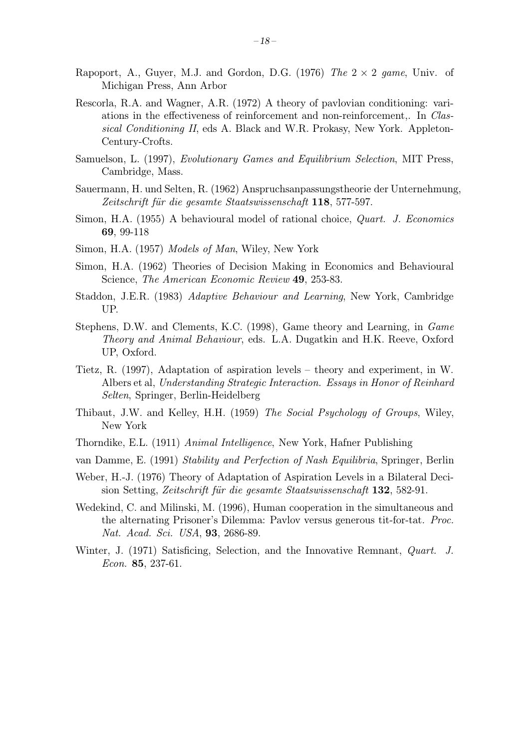Rapoport, A., Guyer, M.J. and Gordon, D.G. (1976) *The $2 \times 2$ game*, Univ. of Michigan Press, Ann Arbor

Rescorla, R.A. and Wagner, A.R. (1972) A theory of pavlovian conditioning: variations in the effectiveness of reinforcement and non-reinforcement,. In *Classical Conditioning II*, eds A. Black and W.R. Prokasy, New York. Appleton-Century-Crofts.

Samuelson, L. (1997), *Evolutionary Games and Equilibrium Selection*, MIT Press, Cambridge, Mass.

Sauermann, H. und Selten, R. (1962) Anspruchsanpassungstheorie der Unternehmung, *Zeitschrift für die gesamte Staatswissenschaft* **118**, 577-597.

Simon, H.A. (1955) A behavioural model of rational choice, *Quart. J. Economics* **69**, 99-118

Simon, H.A. (1957) *Models of Man*, Wiley, New York

Simon, H.A. (1962) Theories of Decision Making in Economics and Behavioural Science, *The American Economic Review* **49**, 253-83.

Staddon, J.E.R. (1983) *Adaptive Behaviour and Learning*, New York, Cambridge UP.

Stephens, D.W. and Clements, K.C. (1998), Game theory and Learning, in *Game Theory and Animal Behaviour*, eds. L.A. Dugatkin and H.K. Reeve, Oxford UP, Oxford.

Tietz, R. (1997), Adaptation of aspiration levels – theory and experiment, in W. Albers et al, *Understanding Strategic Interaction. Essays in Honor of Reinhard Selten*, Springer, Berlin-Heidelberg

Thibaut, J.W. and Kelley, H.H. (1959) *The Social Psychology of Groups*, Wiley, New York

Thorndike, E.L. (1911) *Animal Intelligence*, New York, Hafner Publishing

van Damme, E. (1991) *Stability and Perfection of Nash Equilibria*, Springer, Berlin

Weber, H.-J. (1976) Theory of Adaptation of Aspiration Levels in a Bilateral Decision Setting, *Zeitschrift für die gesamte Staatswissenschaft* **132**, 582-91.

Wedekind, C. and Milinski, M. (1996), Human cooperation in the simultaneous and the alternating Prisoner's Dilemma: Pavlov versus generous tit-for-tat. *Proc. Nat. Acad. Sci. USA*, **93**, 2686-89.

Winter, J. (1971) Satisficing, Selection, and the Innovative Remnant, *Quart. J. Econ.* **85**, 237-61.